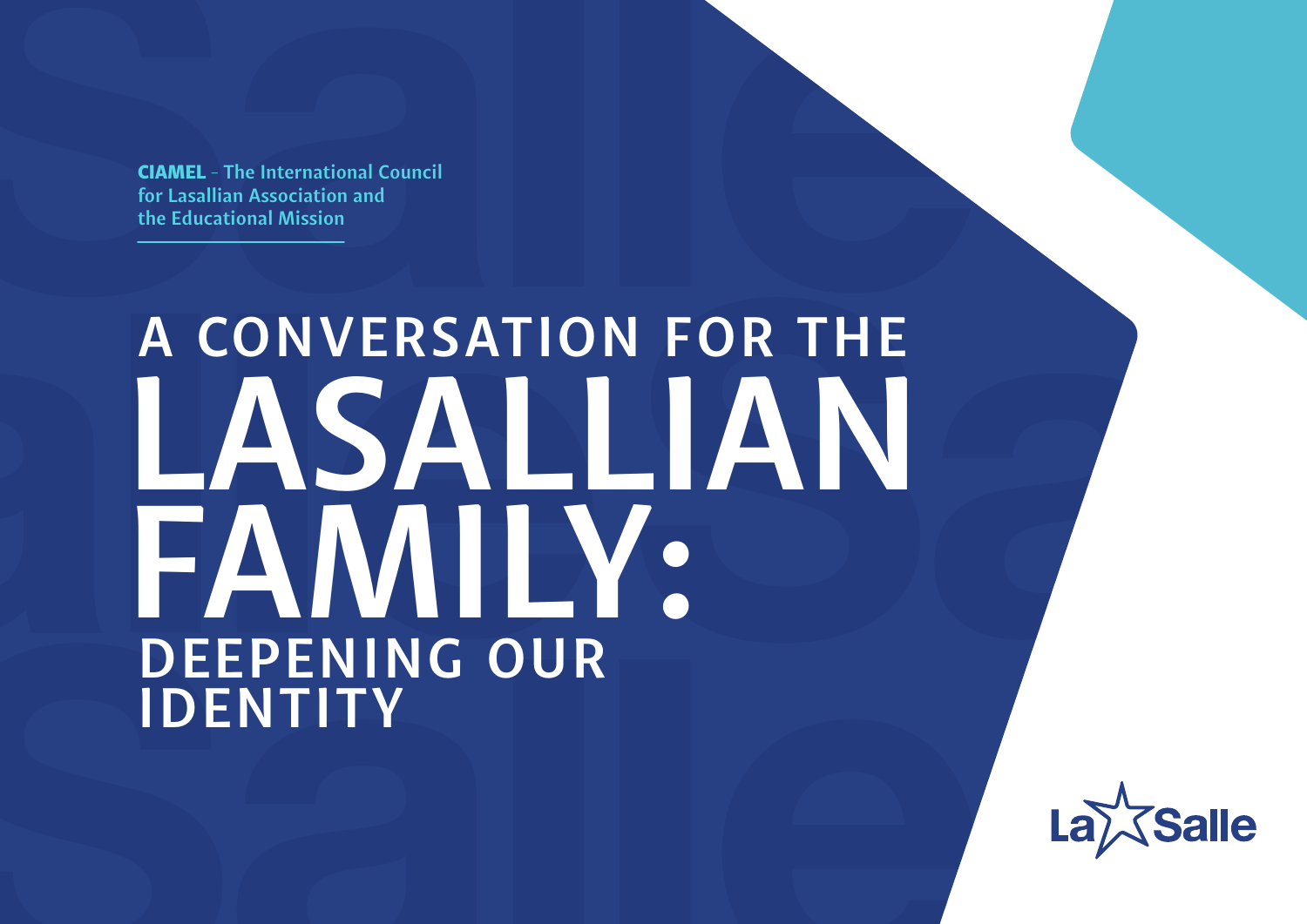**CIAMEL** - The International Council for Lasallian Association and the Educational Mission

# A CONVERSATION FOR THE LASALLIAN FAMILY: DEEPENING OUR IDENTITY

La Salle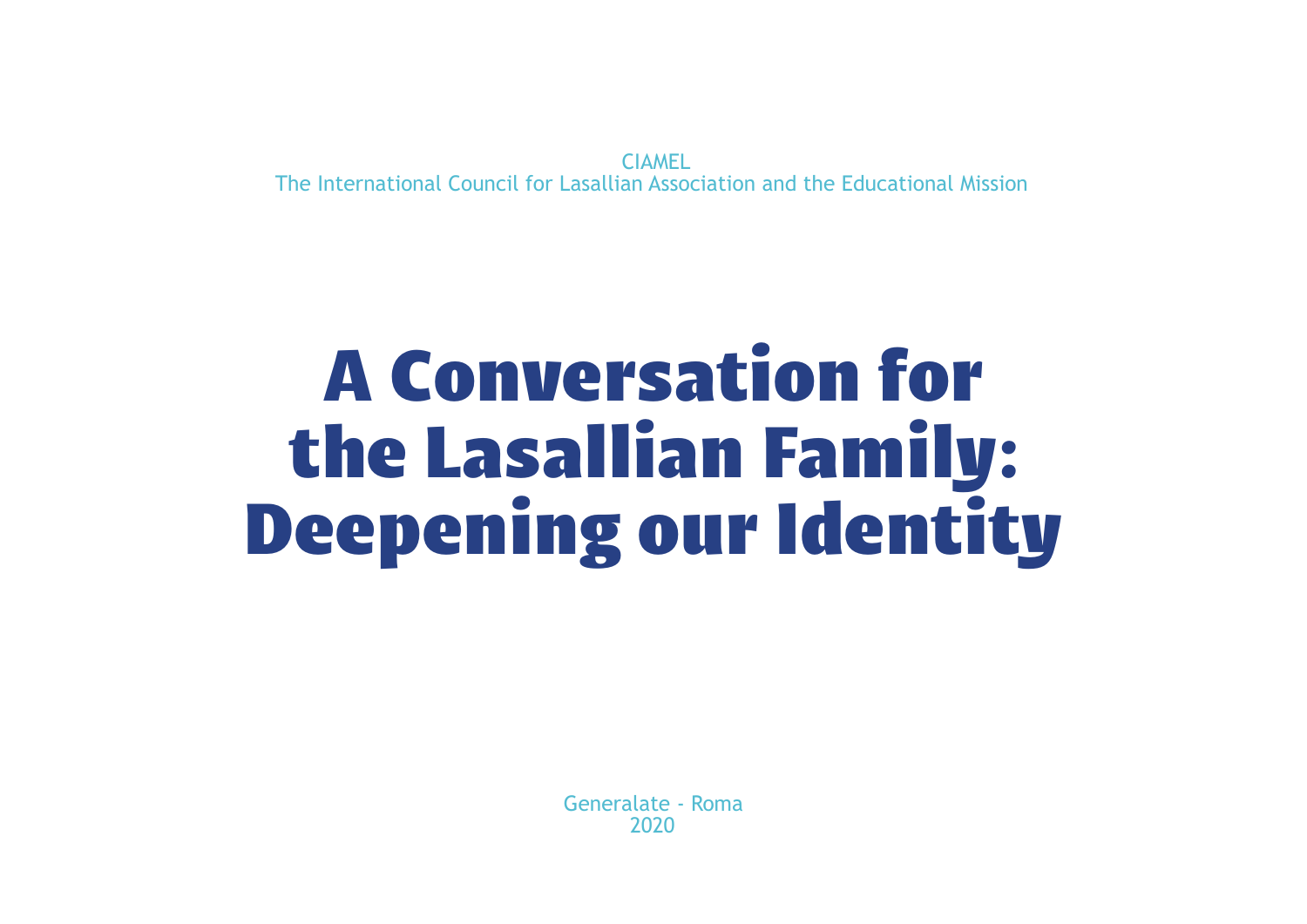CIAMEL

The International Council for Lasallian Association and the Educational Mission

# A Conversation for the Lasallian Family: Deepening our Identity

Generalate - Roma

2020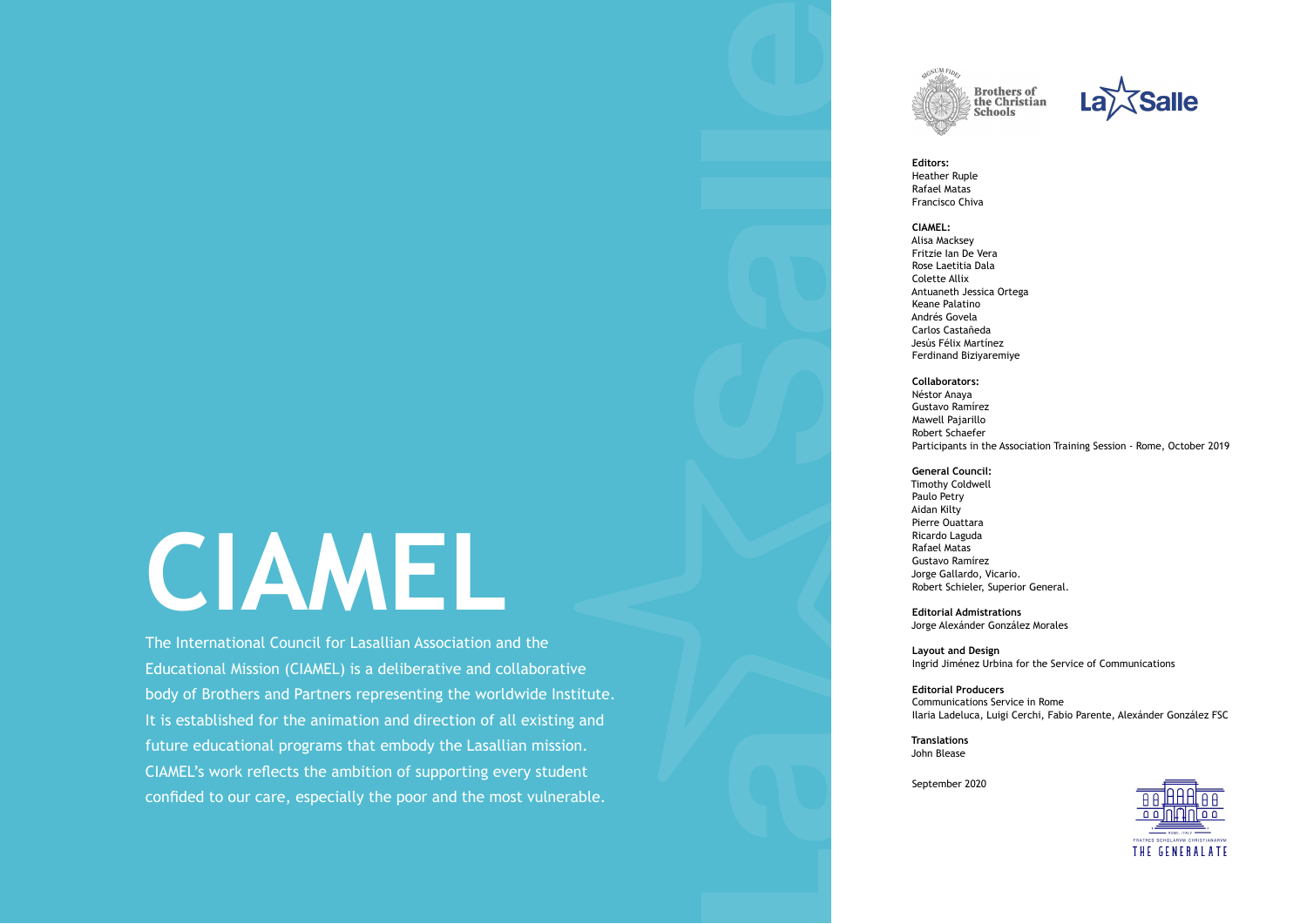# CIAMEL

The International Council for Lasallian Association and the Educational Mission (CIAMEL) is a deliberative and collaborative body of Brothers and Partners representing the worldwide Institute. It is established for the animation and direction of all existing and future educational programs that embody the Lasallian mission. CIAMEL's work reflects the ambition of supporting every student confided to our care, especially the poor and the most vulnerable.

Brothers of the Christian Schools

La Salle

**Editors:**
Heather Ruple
Rafael Matas
Francisco Chiva

**CIAMEL:**
Alisa Macksey
Fritzie Ian De Vera
Rose Laetitia Dala
Colette Allix
Antuaneth Jessica Ortega
Keane Palatino
Andrés Govela
Carlos Castañeda
Jesús Félix Martínez
Ferdinand Biziyaremiye

**Collaborators:**
Néstor Anaya
Gustavo Ramírez
Mawell Pajarillo
Robert Schaefer
Participants in the Association Training Session - Rome, October 2019

**General Council:**
Timothy Coldwell
Paulo Petry
Aidan Kilty
Pierre Ouattara
Ricardo Laguda
Rafael Matas
Gustavo Ramírez
Jorge Gallardo, Vicario.
Robert Schieler, Superior General.

**Editorial Admistrations**
Jorge Alexánder González Morales

**Layout and Design**
Ingrid Jiménez Urbina for the Service of Communications

**Editorial Producers**
Communications Service in Rome
Ilaria Ladeluca, Luigi Cerchi, Fabio Parente, Alexánder González FSC

**Translations**
John Blease

September 2020

THE GENERALATE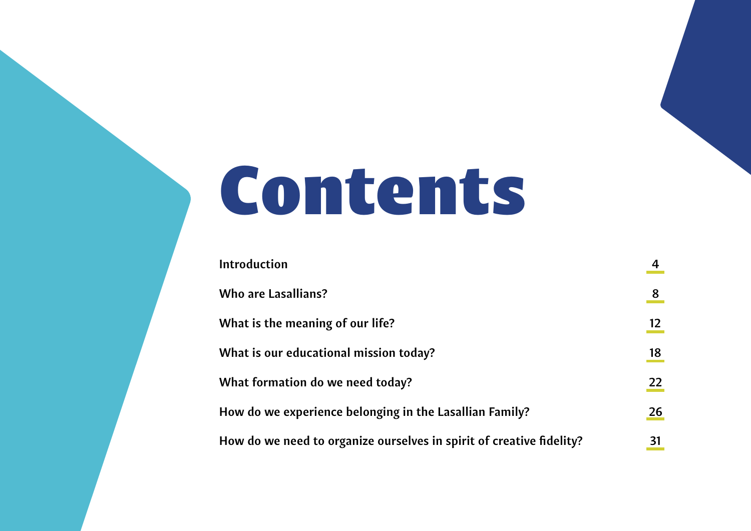# Contents

| | |
|---|---|
| Introduction | 4 |
| Who are Lasallians? | 8 |
| What is the meaning of our life? | 12 |
| What is our educational mission today? | 18 |
| What formation do we need today? | 22 |
| How do we experience belonging in the Lasallian Family? | 26 |
| How do we need to organize ourselves in spirit of creative fidelity? | 31 |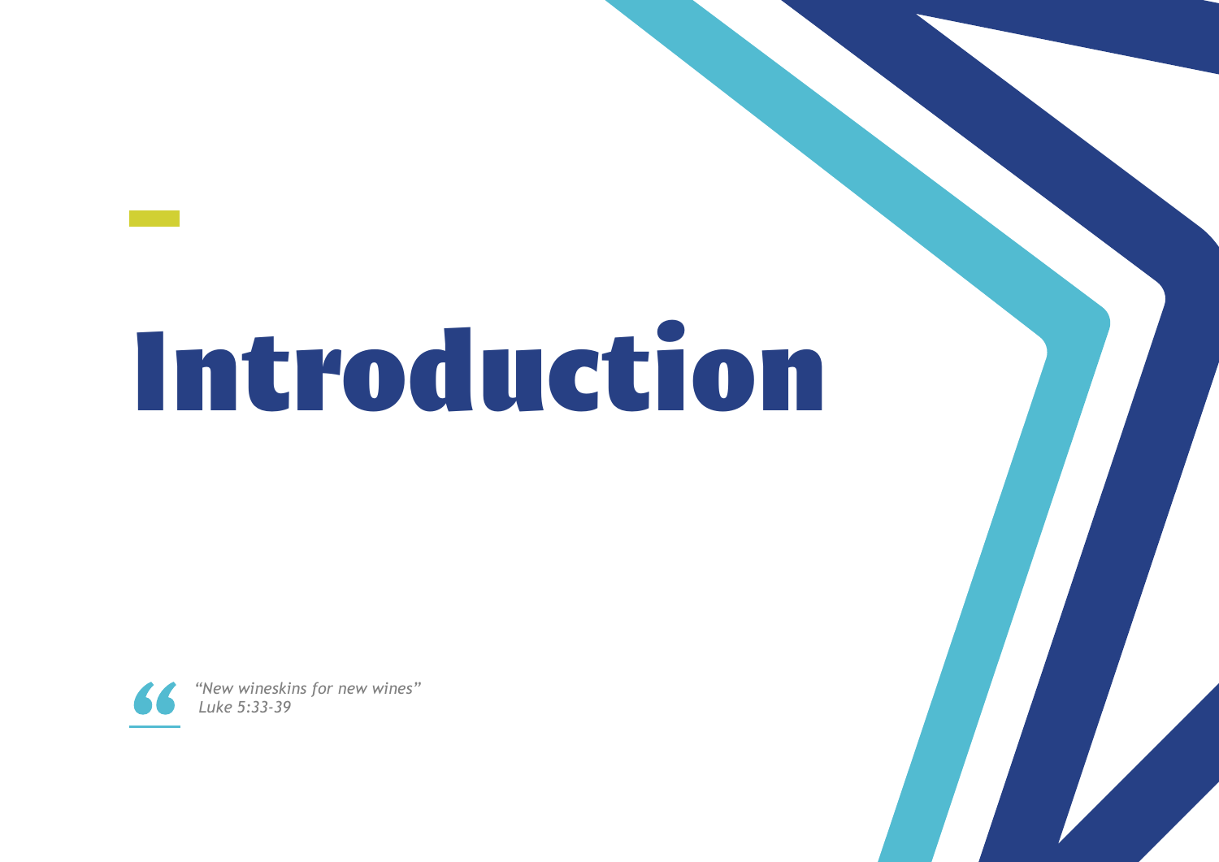# Introduction

> *"New wineskins for new wines"*
> *Luke 5:33-39*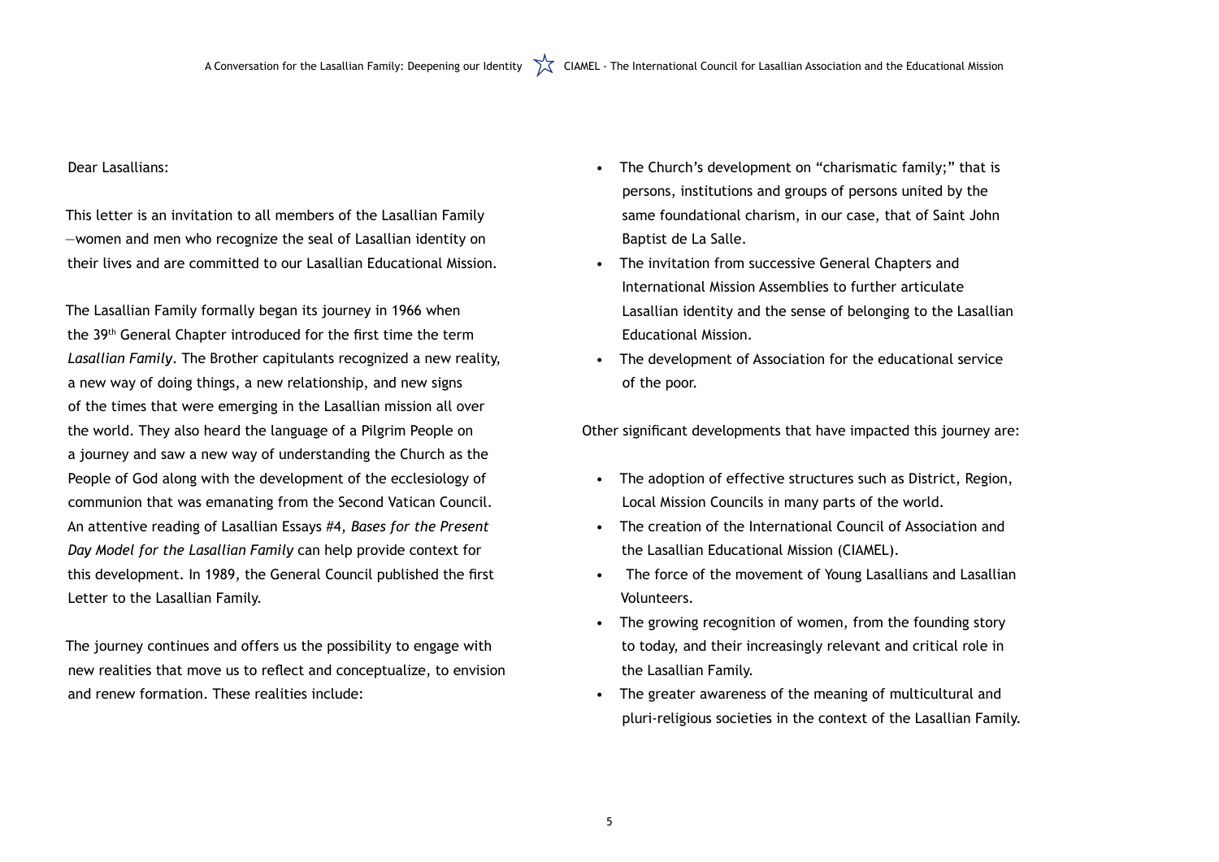Dear Lasallians:

This letter is an invitation to all members of the Lasallian Family —women and men who recognize the seal of Lasallian identity on their lives and are committed to our Lasallian Educational Mission.

The Lasallian Family formally began its journey in 1966 when the 39th General Chapter introduced for the first time the term *Lasallian Family*. The Brother capitulants recognized a new reality, a new way of doing things, a new relationship, and new signs of the times that were emerging in the Lasallian mission all over the world. They also heard the language of a Pilgrim People on a journey and saw a new way of understanding the Church as the People of God along with the development of the ecclesiology of communion that was emanating from the Second Vatican Council. An attentive reading of Lasallian Essays #4, *Bases for the Present Day Model for the Lasallian Family* can help provide context for this development. In 1989, the General Council published the first Letter to the Lasallian Family.

The journey continues and offers us the possibility to engage with new realities that move us to reflect and conceptualize, to envision and renew formation. These realities include:

- The Church's development on "charismatic family;" that is persons, institutions and groups of persons united by the same foundational charism, in our case, that of Saint John Baptist de La Salle.
- The invitation from successive General Chapters and International Mission Assemblies to further articulate Lasallian identity and the sense of belonging to the Lasallian Educational Mission.
- The development of Association for the educational service of the poor.

Other significant developments that have impacted this journey are:

- The adoption of effective structures such as District, Region, Local Mission Councils in many parts of the world.
- The creation of the International Council of Association and the Lasallian Educational Mission (CIAMEL).
- The force of the movement of Young Lasallians and Lasallian Volunteers.
- The growing recognition of women, from the founding story to today, and their increasingly relevant and critical role in the Lasallian Family.
- The greater awareness of the meaning of multicultural and pluri-religious societies in the context of the Lasallian Family.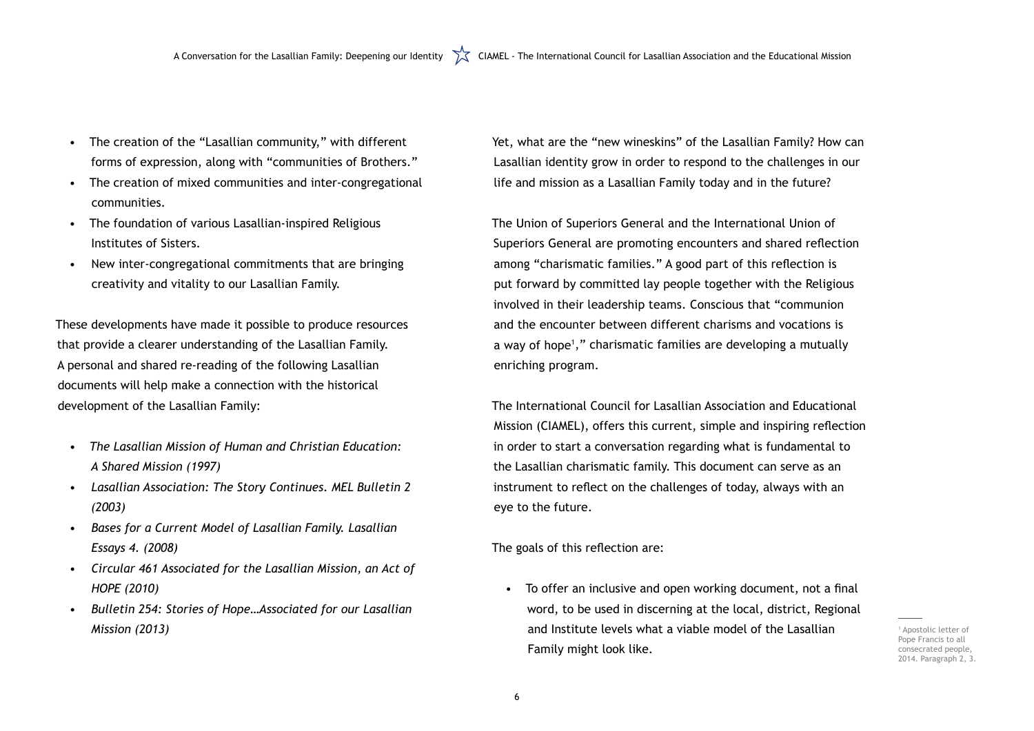- The creation of the "Lasallian community," with different forms of expression, along with "communities of Brothers."
- The creation of mixed communities and inter-congregational communities.
- The foundation of various Lasallian-inspired Religious Institutes of Sisters.
- New inter-congregational commitments that are bringing creativity and vitality to our Lasallian Family.

These developments have made it possible to produce resources that provide a clearer understanding of the Lasallian Family. A personal and shared re-reading of the following Lasallian documents will help make a connection with the historical development of the Lasallian Family:

- *The Lasallian Mission of Human and Christian Education: A Shared Mission (1997)*
- *Lasallian Association: The Story Continues. MEL Bulletin 2 (2003)*
- *Bases for a Current Model of Lasallian Family. Lasallian Essays 4. (2008)*
- *Circular 461 Associated for the Lasallian Mission, an Act of HOPE (2010)*
- *Bulletin 254: Stories of Hope…Associated for our Lasallian Mission (2013)*

Yet, what are the "new wineskins" of the Lasallian Family? How can Lasallian identity grow in order to respond to the challenges in our life and mission as a Lasallian Family today and in the future?

The Union of Superiors General and the International Union of Superiors General are promoting encounters and shared reflection among "charismatic families." A good part of this reflection is put forward by committed lay people together with the Religious involved in their leadership teams. Conscious that "communion and the encounter between different charisms and vocations is a way of hope[1]," charismatic families are developing a mutually enriching program.

The International Council for Lasallian Association and Educational Mission (CIAMEL), offers this current, simple and inspiring reflection in order to start a conversation regarding what is fundamental to the Lasallian charismatic family. This document can serve as an instrument to reflect on the challenges of today, always with an eye to the future.

The goals of this reflection are:

- To offer an inclusive and open working document, not a final word, to be used in discerning at the local, district, Regional and Institute levels what a viable model of the Lasallian Family might look like.

[1] Apostolic letter of Pope Francis to all consecrated people, 2014. Paragraph 2, 3.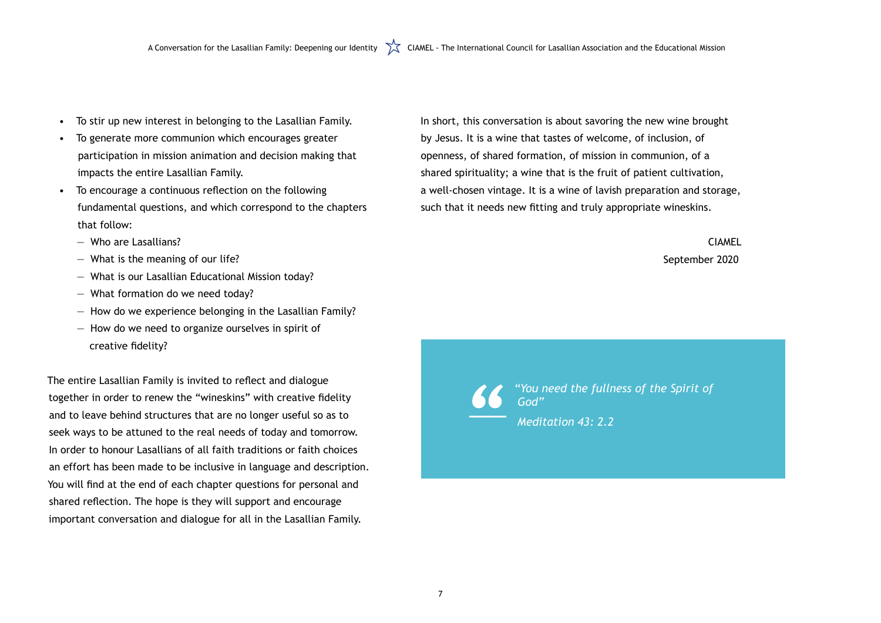- To stir up new interest in belonging to the Lasallian Family.
- To generate more communion which encourages greater participation in mission animation and decision making that impacts the entire Lasallian Family.
- To encourage a continuous reflection on the following fundamental questions, and which correspond to the chapters that follow:
  - Who are Lasallians?
  - What is the meaning of our life?
  - What is our Lasallian Educational Mission today?
  - What formation do we need today?
  - How do we experience belonging in the Lasallian Family?
  - How do we need to organize ourselves in spirit of creative fidelity?

The entire Lasallian Family is invited to reflect and dialogue together in order to renew the "wineskins" with creative fidelity and to leave behind structures that are no longer useful so as to seek ways to be attuned to the real needs of today and tomorrow. In order to honour Lasallians of all faith traditions or faith choices an effort has been made to be inclusive in language and description. You will find at the end of each chapter questions for personal and shared reflection. The hope is they will support and encourage important conversation and dialogue for all in the Lasallian Family.

In short, this conversation is about savoring the new wine brought by Jesus. It is a wine that tastes of welcome, of inclusion, of openness, of shared formation, of mission in communion, of a shared spirituality; a wine that is the fruit of patient cultivation, a well-chosen vintage. It is a wine of lavish preparation and storage, such that it needs new fitting and truly appropriate wineskins.

CIAMEL
September 2020

> *"You need the fullness of the Spirit of God"*
>
> *Meditation 43: 2.2*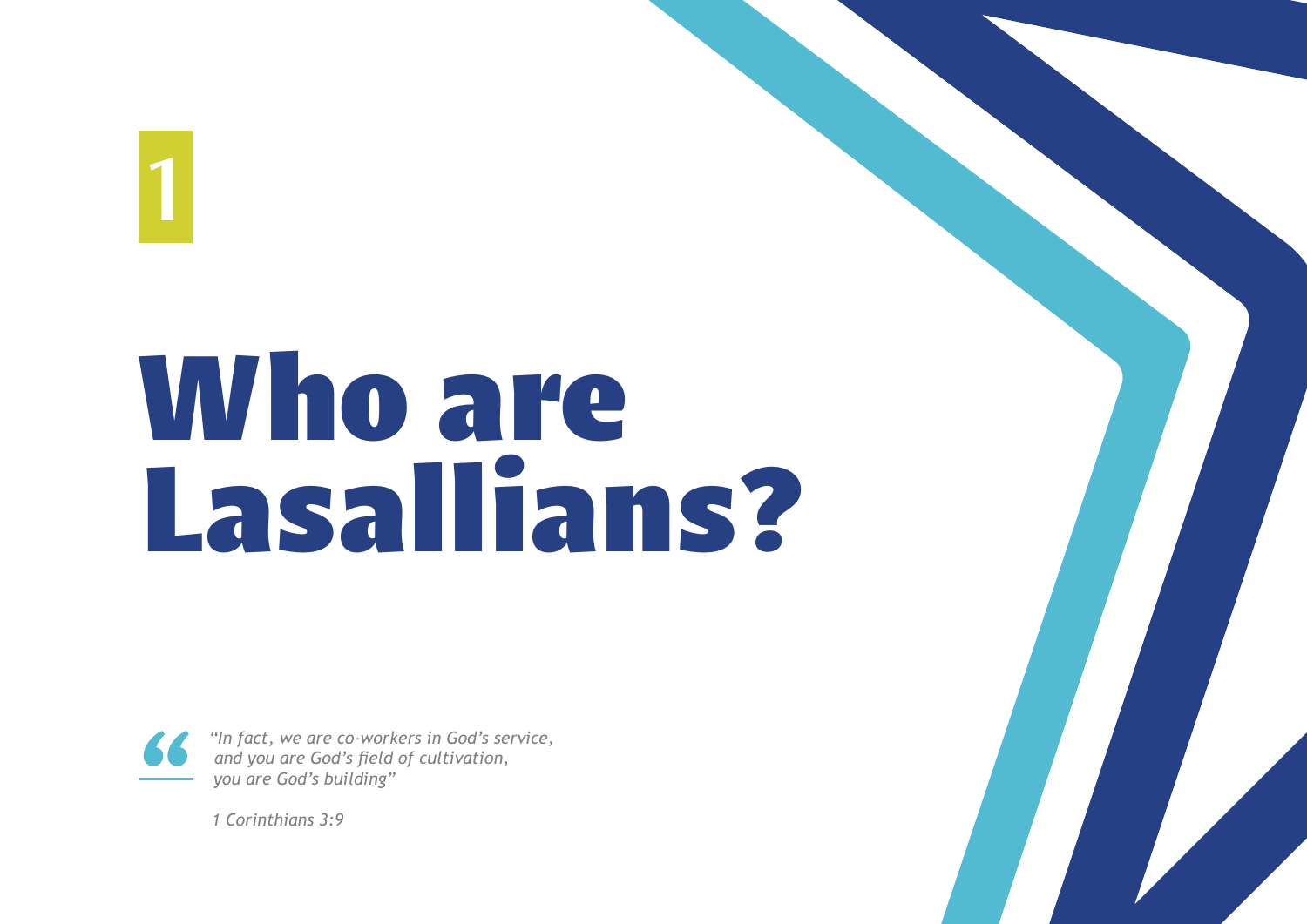1

# Who are Lasallians?

> *"In fact, we are co-workers in God's service, and you are God's field of cultivation, you are God's building"*
>
> *1 Corinthians 3:9*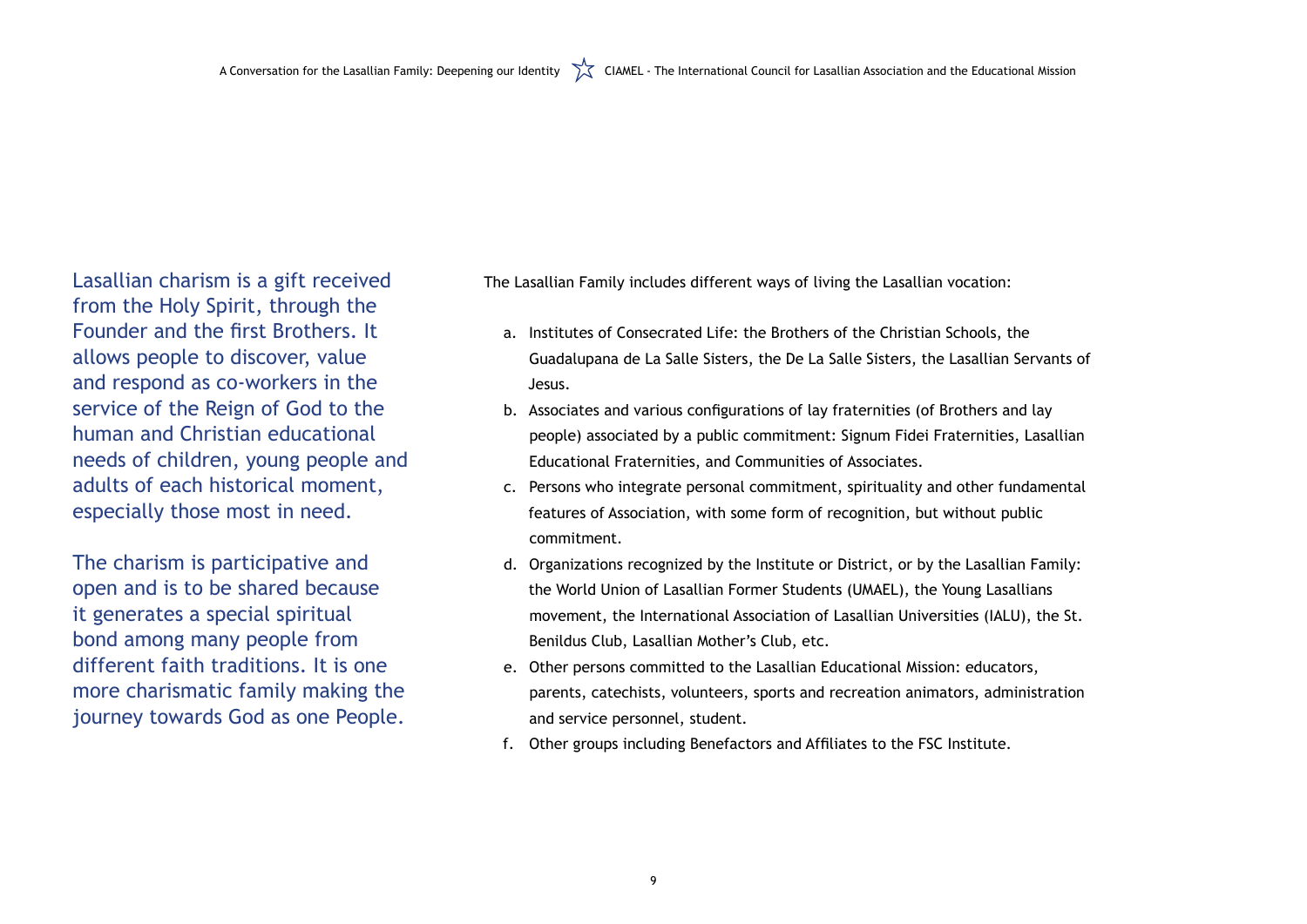Lasallian charism is a gift received from the Holy Spirit, through the Founder and the first Brothers. It allows people to discover, value and respond as co-workers in the service of the Reign of God to the human and Christian educational needs of children, young people and adults of each historical moment, especially those most in need.

The charism is participative and open and is to be shared because it generates a special spiritual bond among many people from different faith traditions. It is one more charismatic family making the journey towards God as one People.

The Lasallian Family includes different ways of living the Lasallian vocation:

a. Institutes of Consecrated Life: the Brothers of the Christian Schools, the Guadalupana de La Salle Sisters, the De La Salle Sisters, the Lasallian Servants of Jesus.
b. Associates and various configurations of lay fraternities (of Brothers and lay people) associated by a public commitment: Signum Fidei Fraternities, Lasallian Educational Fraternities, and Communities of Associates.
c. Persons who integrate personal commitment, spirituality and other fundamental features of Association, with some form of recognition, but without public commitment.
d. Organizations recognized by the Institute or District, or by the Lasallian Family: the World Union of Lasallian Former Students (UMAEL), the Young Lasallians movement, the International Association of Lasallian Universities (IALU), the St. Benildus Club, Lasallian Mother's Club, etc.
e. Other persons committed to the Lasallian Educational Mission: educators, parents, catechists, volunteers, sports and recreation animators, administration and service personnel, student.
f. Other groups including Benefactors and Affiliates to the FSC Institute.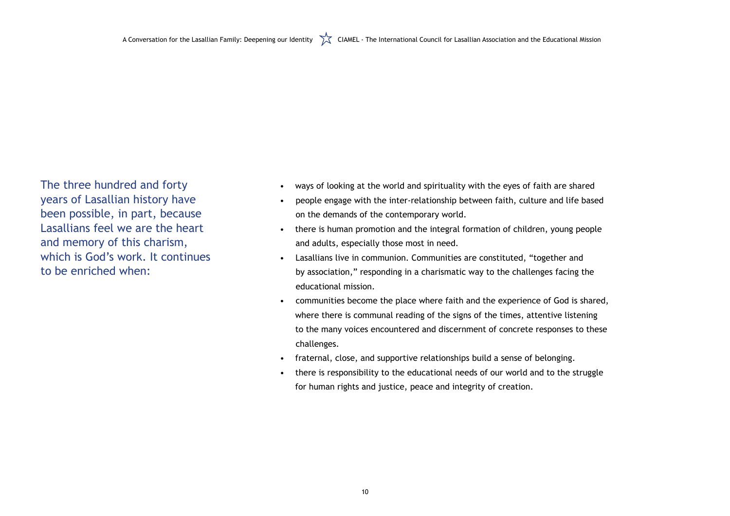The three hundred and forty years of Lasallian history have been possible, in part, because Lasallians feel we are the heart and memory of this charism, which is God's work. It continues to be enriched when:

- ways of looking at the world and spirituality with the eyes of faith are shared
- people engage with the inter-relationship between faith, culture and life based on the demands of the contemporary world.
- there is human promotion and the integral formation of children, young people and adults, especially those most in need.
- Lasallians live in communion. Communities are constituted, "together and by association," responding in a charismatic way to the challenges facing the educational mission.
- communities become the place where faith and the experience of God is shared, where there is communal reading of the signs of the times, attentive listening to the many voices encountered and discernment of concrete responses to these challenges.
- fraternal, close, and supportive relationships build a sense of belonging.
- there is responsibility to the educational needs of our world and to the struggle for human rights and justice, peace and integrity of creation.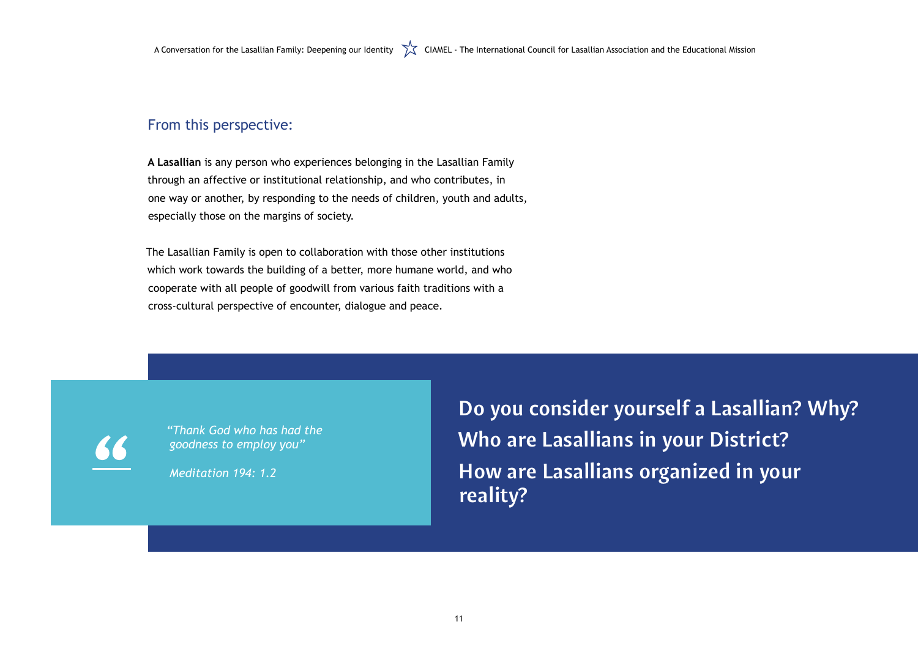## From this perspective:

**A Lasallian** is any person who experiences belonging in the Lasallian Family through an affective or institutional relationship, and who contributes, in one way or another, by responding to the needs of children, youth and adults, especially those on the margins of society.

The Lasallian Family is open to collaboration with those other institutions which work towards the building of a better, more humane world, and who cooperate with all people of goodwill from various faith traditions with a cross-cultural perspective of encounter, dialogue and peace.

> *"Thank God who has had the goodness to employ you"*
>
> *Meditation 194: 1.2*

**Do you consider yourself a Lasallian? Why?**

**Who are Lasallians in your District?**

**How are Lasallians organized in your reality?**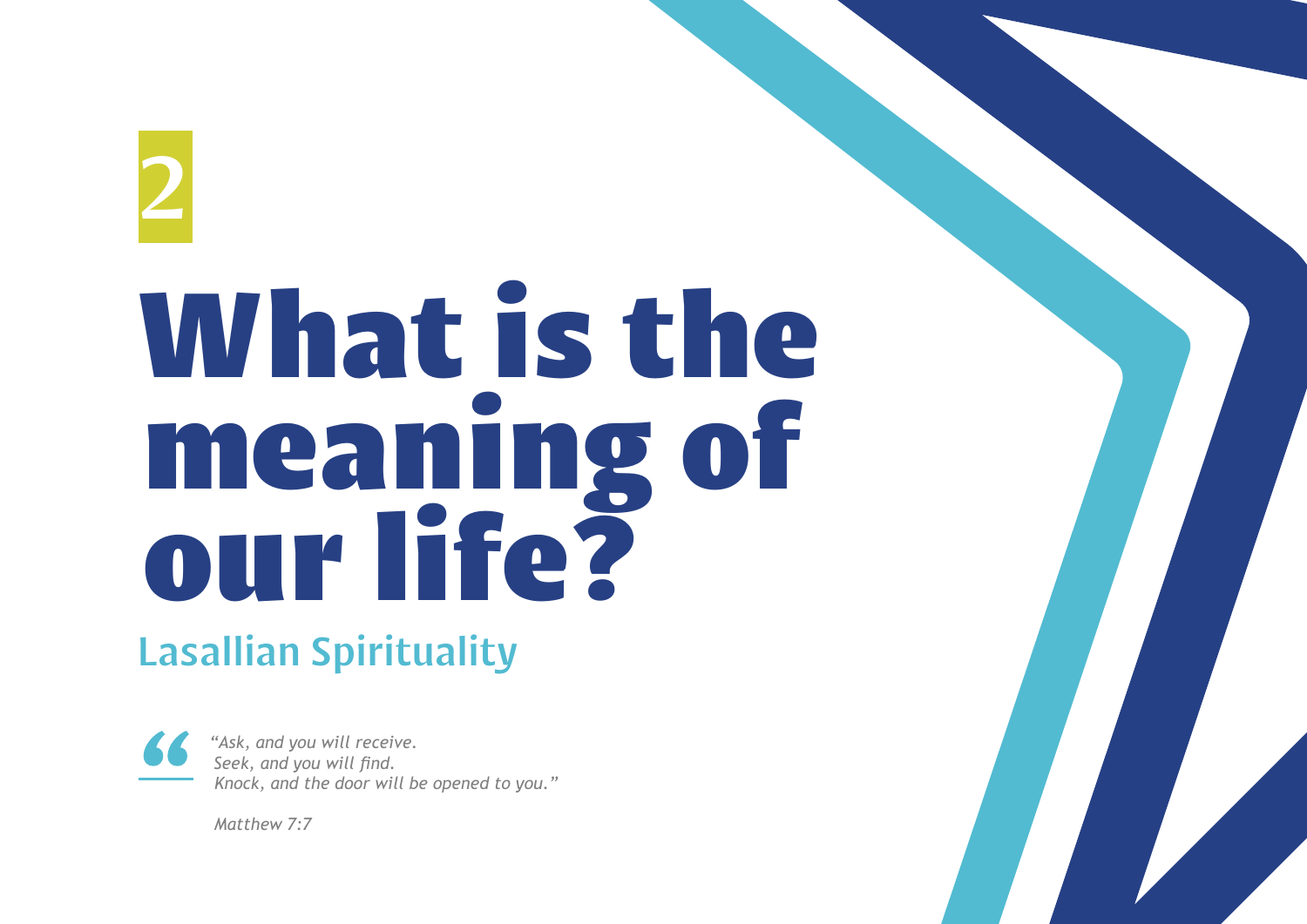2

# What is the meaning of our life?

## Lasallian Spirituality

> *"Ask, and you will receive.*
> *Seek, and you will find.*
> *Knock, and the door will be opened to you."*
>
> *Matthew 7:7*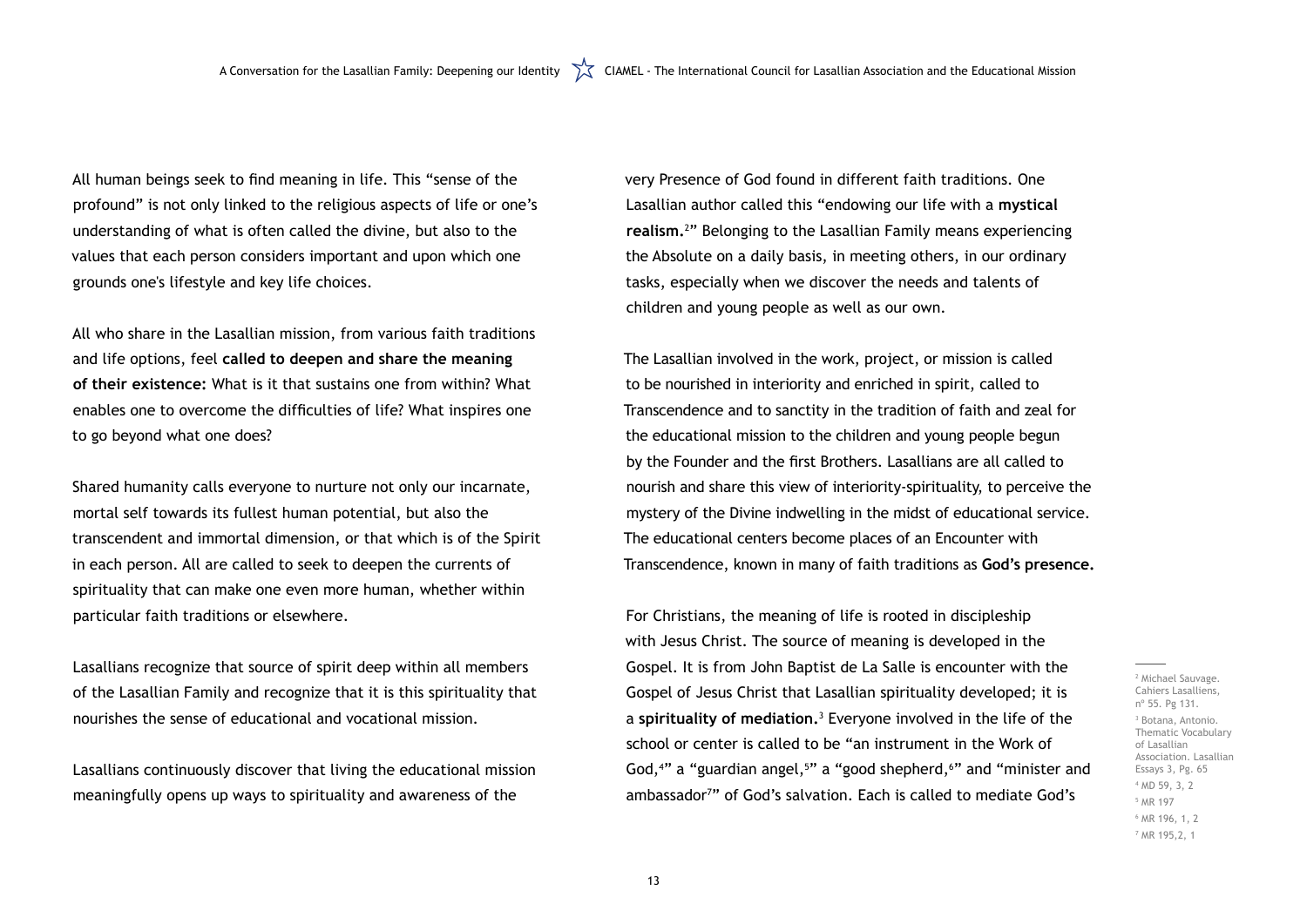All human beings seek to find meaning in life. This "sense of the profound" is not only linked to the religious aspects of life or one's understanding of what is often called the divine, but also to the values that each person considers important and upon which one grounds one's lifestyle and key life choices.

All who share in the Lasallian mission, from various faith traditions and life options, feel **called to deepen and share the meaning of their existence:** What is it that sustains one from within? What enables one to overcome the difficulties of life? What inspires one to go beyond what one does?

Shared humanity calls everyone to nurture not only our incarnate, mortal self towards its fullest human potential, but also the transcendent and immortal dimension, or that which is of the Spirit in each person. All are called to seek to deepen the currents of spirituality that can make one even more human, whether within particular faith traditions or elsewhere.

Lasallians recognize that source of spirit deep within all members of the Lasallian Family and recognize that it is this spirituality that nourishes the sense of educational and vocational mission.

Lasallians continuously discover that living the educational mission meaningfully opens up ways to spirituality and awareness of the very Presence of God found in different faith traditions. One Lasallian author called this "endowing our life with a **mystical realism.**[2]" Belonging to the Lasallian Family means experiencing the Absolute on a daily basis, in meeting others, in our ordinary tasks, especially when we discover the needs and talents of children and young people as well as our own.

The Lasallian involved in the work, project, or mission is called to be nourished in interiority and enriched in spirit, called to Transcendence and to sanctity in the tradition of faith and zeal for the educational mission to the children and young people begun by the Founder and the first Brothers. Lasallians are all called to nourish and share this view of interiority-spirituality, to perceive the mystery of the Divine indwelling in the midst of educational service. The educational centers become places of an Encounter with Transcendence, known in many of faith traditions as **God's presence.**

For Christians, the meaning of life is rooted in discipleship with Jesus Christ. The source of meaning is developed in the Gospel. It is from John Baptist de La Salle is encounter with the Gospel of Jesus Christ that Lasallian spirituality developed; it is a **spirituality of mediation.**[3] Everyone involved in the life of the school or center is called to be "an instrument in the Work of God,[4]" a "guardian angel,[5]" a "good shepherd,[6]" and "minister and ambassador[7]" of God's salvation. Each is called to mediate God's

---

[2] Michael Sauvage. Cahiers Lasalliens, nº 55. Pg 131.

[3] Botana, Antonio. Thematic Vocabulary of Lasallian Association. Lasallian Essays 3, Pg. 65

[4] MD 59, 3, 2

[5] MR 197

[6] MR 196, 1, 2

[7] MR 195,2, 1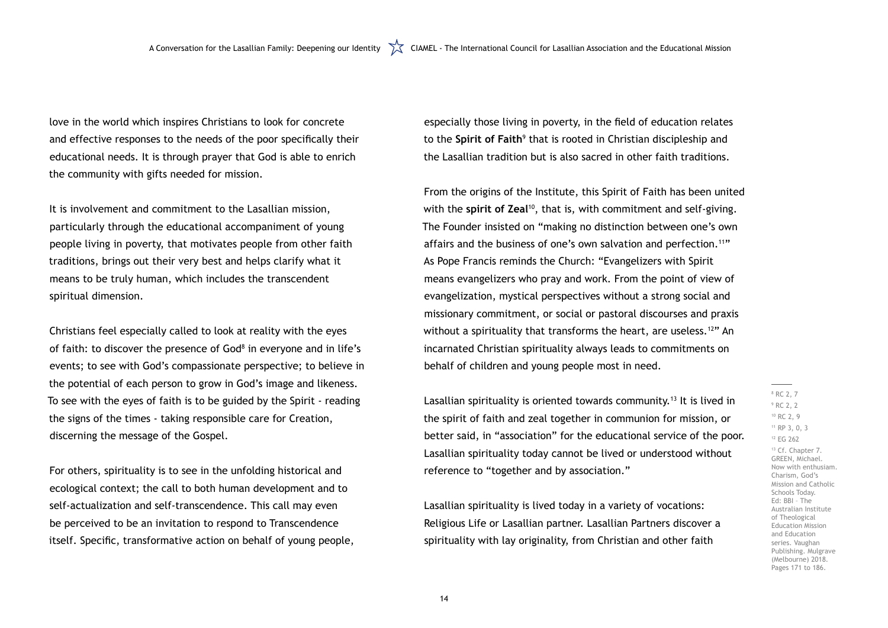love in the world which inspires Christians to look for concrete and effective responses to the needs of the poor specifically their educational needs. It is through prayer that God is able to enrich the community with gifts needed for mission.

It is involvement and commitment to the Lasallian mission, particularly through the educational accompaniment of young people living in poverty, that motivates people from other faith traditions, brings out their very best and helps clarify what it means to be truly human, which includes the transcendent spiritual dimension.

Christians feel especially called to look at reality with the eyes of faith: to discover the presence of God[8] in everyone and in life's events; to see with God's compassionate perspective; to believe in the potential of each person to grow in God's image and likeness. To see with the eyes of faith is to be guided by the Spirit - reading the signs of the times - taking responsible care for Creation, discerning the message of the Gospel.

For others, spirituality is to see in the unfolding historical and ecological context; the call to both human development and to self-actualization and self-transcendence. This call may even be perceived to be an invitation to respond to Transcendence itself. Specific, transformative action on behalf of young people, especially those living in poverty, in the field of education relates to the **Spirit of Faith**[9] that is rooted in Christian discipleship and the Lasallian tradition but is also sacred in other faith traditions.

From the origins of the Institute, this Spirit of Faith has been united with the **spirit of Zeal**[10], that is, with commitment and self-giving. The Founder insisted on "making no distinction between one's own affairs and the business of one's own salvation and perfection.[11]" As Pope Francis reminds the Church: "Evangelizers with Spirit means evangelizers who pray and work. From the point of view of evangelization, mystical perspectives without a strong social and missionary commitment, or social or pastoral discourses and praxis without a spirituality that transforms the heart, are useless.[12]" An incarnated Christian spirituality always leads to commitments on behalf of children and young people most in need.

Lasallian spirituality is oriented towards community.[13] It is lived in the spirit of faith and zeal together in communion for mission, or better said, in "association" for the educational service of the poor. Lasallian spirituality today cannot be lived or understood without reference to "together and by association."

Lasallian spirituality is lived today in a variety of vocations: Religious Life or Lasallian partner. Lasallian Partners discover a spirituality with lay originality, from Christian and other faith

---

[8] RC 2, 7

[9] RC 2, 2

[10] RC 2, 9

[11] RP 3, 0, 3

[12] EG 262

[13] Cf. Chapter 7. GREEN, Michael. Now with enthusiam. Charism, God's Mission and Catholic Schools Today. Ed: BBI – The Australian Institute of Theological Education Mission and Education series. Vaughan Publishing. Mulgrave (Melbourne) 2018. Pages 171 to 186.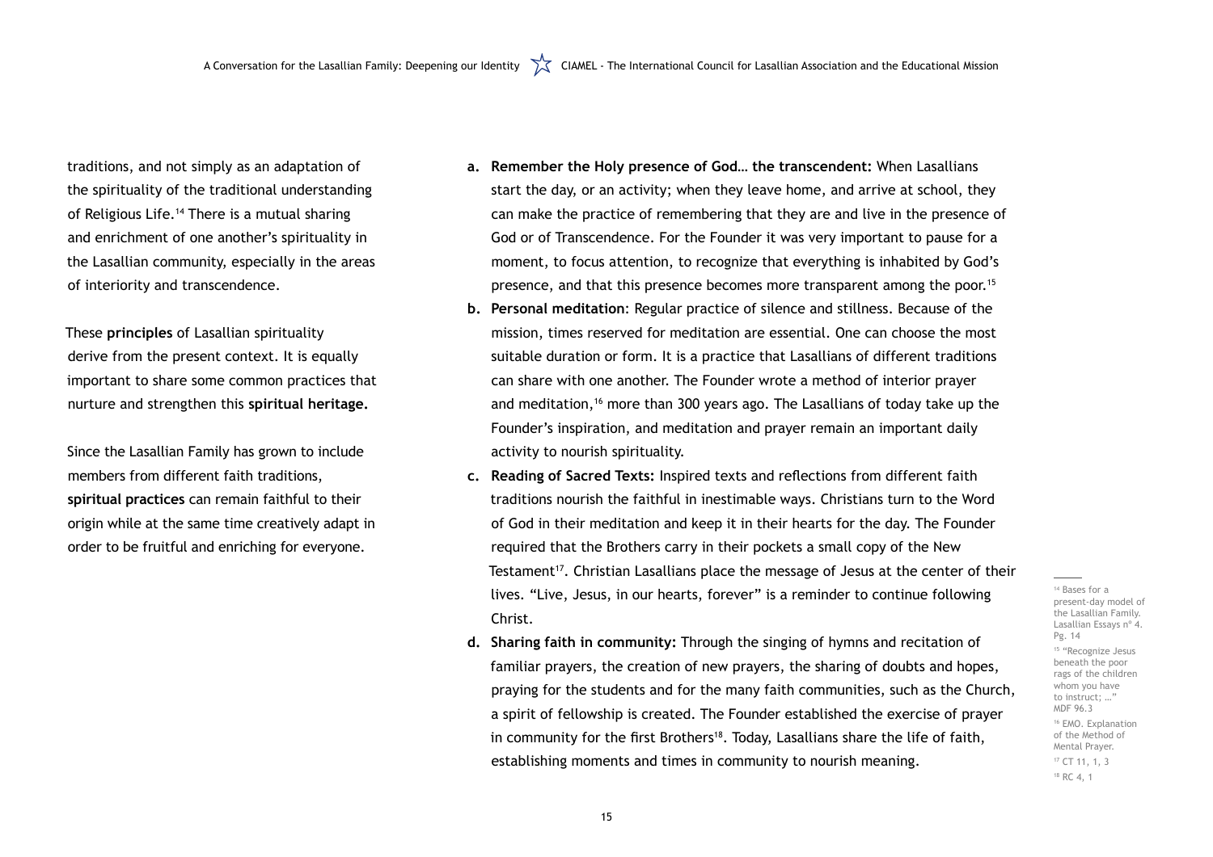traditions, and not simply as an adaptation of the spirituality of the traditional understanding of Religious Life.[14] There is a mutual sharing and enrichment of one another's spirituality in the Lasallian community, especially in the areas of interiority and transcendence.

These **principles** of Lasallian spirituality derive from the present context. It is equally important to share some common practices that nurture and strengthen this **spiritual heritage.**

Since the Lasallian Family has grown to include members from different faith traditions, **spiritual practices** can remain faithful to their origin while at the same time creatively adapt in order to be fruitful and enriching for everyone.

a. **Remember the Holy presence of God… the transcendent:** When Lasallians start the day, or an activity; when they leave home, and arrive at school, they can make the practice of remembering that they are and live in the presence of God or of Transcendence. For the Founder it was very important to pause for a moment, to focus attention, to recognize that everything is inhabited by God's presence, and that this presence becomes more transparent among the poor.[15]
b. **Personal meditation**: Regular practice of silence and stillness. Because of the mission, times reserved for meditation are essential. One can choose the most suitable duration or form. It is a practice that Lasallians of different traditions can share with one another. The Founder wrote a method of interior prayer and meditation,[16] more than 300 years ago. The Lasallians of today take up the Founder's inspiration, and meditation and prayer remain an important daily activity to nourish spirituality.
c. **Reading of Sacred Texts:** Inspired texts and reflections from different faith traditions nourish the faithful in inestimable ways. Christians turn to the Word of God in their meditation and keep it in their hearts for the day. The Founder required that the Brothers carry in their pockets a small copy of the New Testament[17]. Christian Lasallians place the message of Jesus at the center of their lives. "Live, Jesus, in our hearts, forever" is a reminder to continue following Christ.
d. **Sharing faith in community:** Through the singing of hymns and recitation of familiar prayers, the creation of new prayers, the sharing of doubts and hopes, praying for the students and for the many faith communities, such as the Church, a spirit of fellowship is created. The Founder established the exercise of prayer in community for the first Brothers[18]. Today, Lasallians share the life of faith, establishing moments and times in community to nourish meaning.

---

[14] Bases for a present-day model of the Lasallian Family. Lasallian Essays nº 4. Pg. 14

[15] "Recognize Jesus beneath the poor rags of the children whom you have to instruct; …" MDF 96.3

[16] EMO. Explanation of the Method of Mental Prayer.

[17] CT 11, 1, 3

[18] RC 4, 1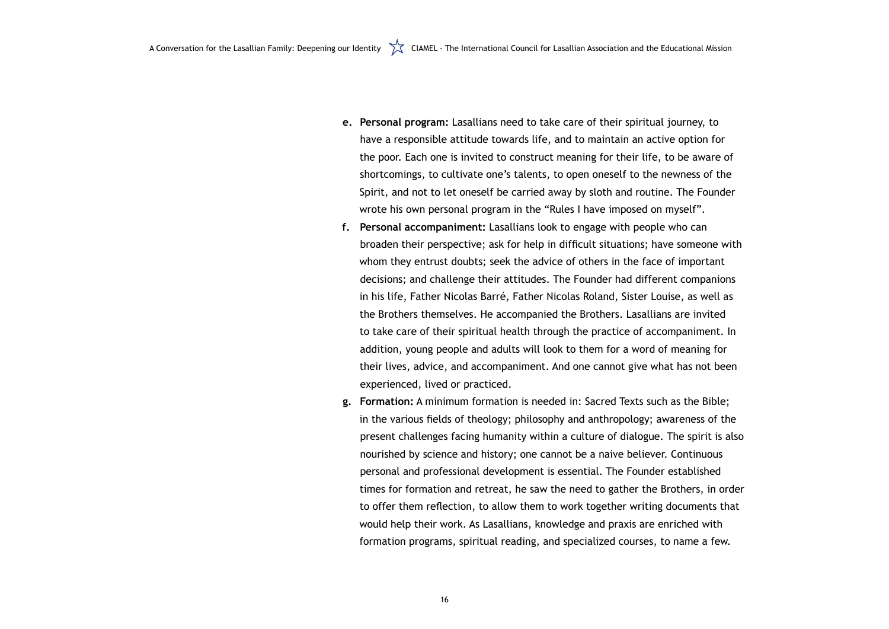e. **Personal program:** Lasallians need to take care of their spiritual journey, to have a responsible attitude towards life, and to maintain an active option for the poor. Each one is invited to construct meaning for their life, to be aware of shortcomings, to cultivate one's talents, to open oneself to the newness of the Spirit, and not to let oneself be carried away by sloth and routine. The Founder wrote his own personal program in the "Rules I have imposed on myself".

f. **Personal accompaniment:** Lasallians look to engage with people who can broaden their perspective; ask for help in difficult situations; have someone with whom they entrust doubts; seek the advice of others in the face of important decisions; and challenge their attitudes. The Founder had different companions in his life, Father Nicolas Barré, Father Nicolas Roland, Sister Louise, as well as the Brothers themselves. He accompanied the Brothers. Lasallians are invited to take care of their spiritual health through the practice of accompaniment. In addition, young people and adults will look to them for a word of meaning for their lives, advice, and accompaniment. And one cannot give what has not been experienced, lived or practiced.

g. **Formation:** A minimum formation is needed in: Sacred Texts such as the Bible; in the various fields of theology; philosophy and anthropology; awareness of the present challenges facing humanity within a culture of dialogue. The spirit is also nourished by science and history; one cannot be a naive believer. Continuous personal and professional development is essential. The Founder established times for formation and retreat, he saw the need to gather the Brothers, in order to offer them reflection, to allow them to work together writing documents that would help their work. As Lasallians, knowledge and praxis are enriched with formation programs, spiritual reading, and specialized courses, to name a few.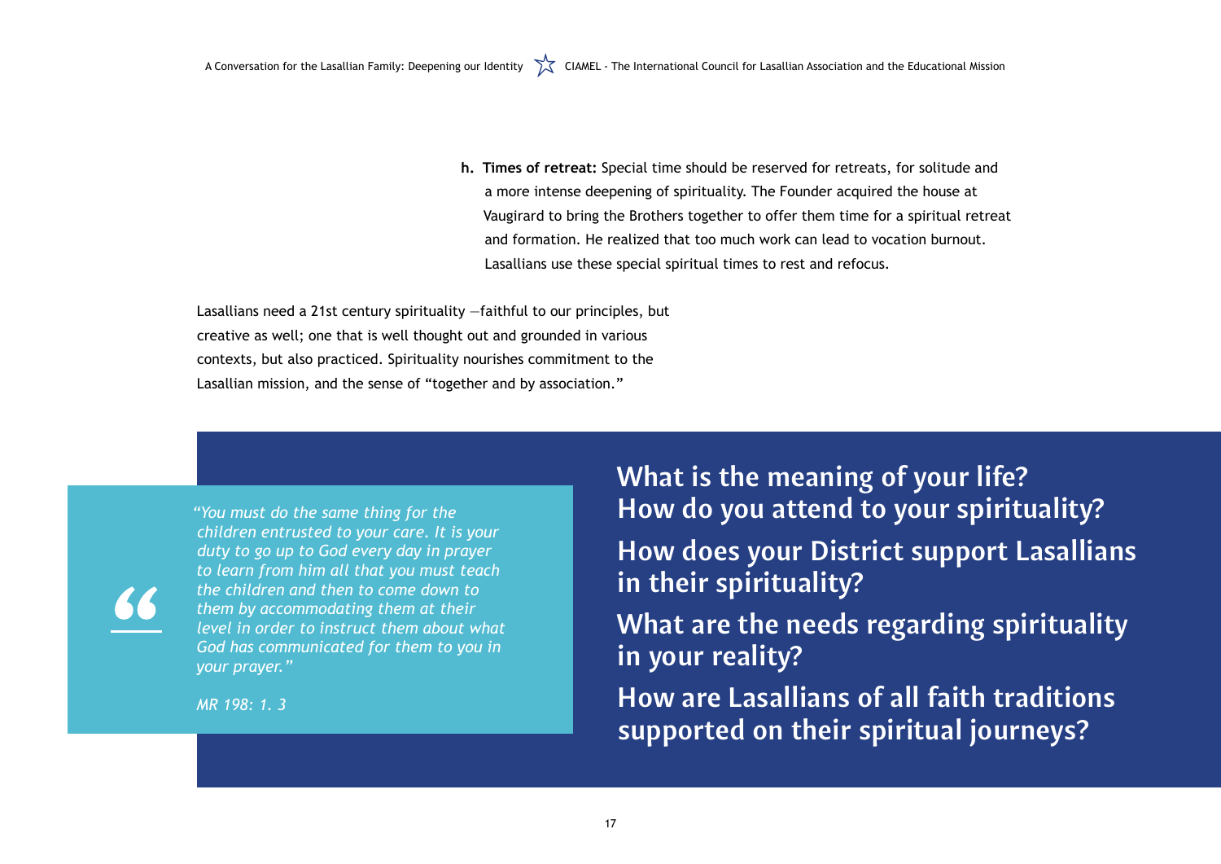h. **Times of retreat:** Special time should be reserved for retreats, for solitude and a more intense deepening of spirituality. The Founder acquired the house at Vaugirard to bring the Brothers together to offer them time for a spiritual retreat and formation. He realized that too much work can lead to vocation burnout. Lasallians use these special spiritual times to rest and refocus.

Lasallians need a 21st century spirituality —faithful to our principles, but creative as well; one that is well thought out and grounded in various contexts, but also practiced. Spirituality nourishes commitment to the Lasallian mission, and the sense of "together and by association."

> *"You must do the same thing for the children entrusted to your care. It is your duty to go up to God every day in prayer to learn from him all that you must teach the children and then to come down to them by accommodating them at their level in order to instruct them about what God has communicated for them to you in your prayer."*
>
> *MR 198: 1. 3*

**What is the meaning of your life?**
**How do you attend to your spirituality?**

**How does your District support Lasallians in their spirituality?**

**What are the needs regarding spirituality in your reality?**

**How are Lasallians of all faith traditions supported on their spiritual journeys?**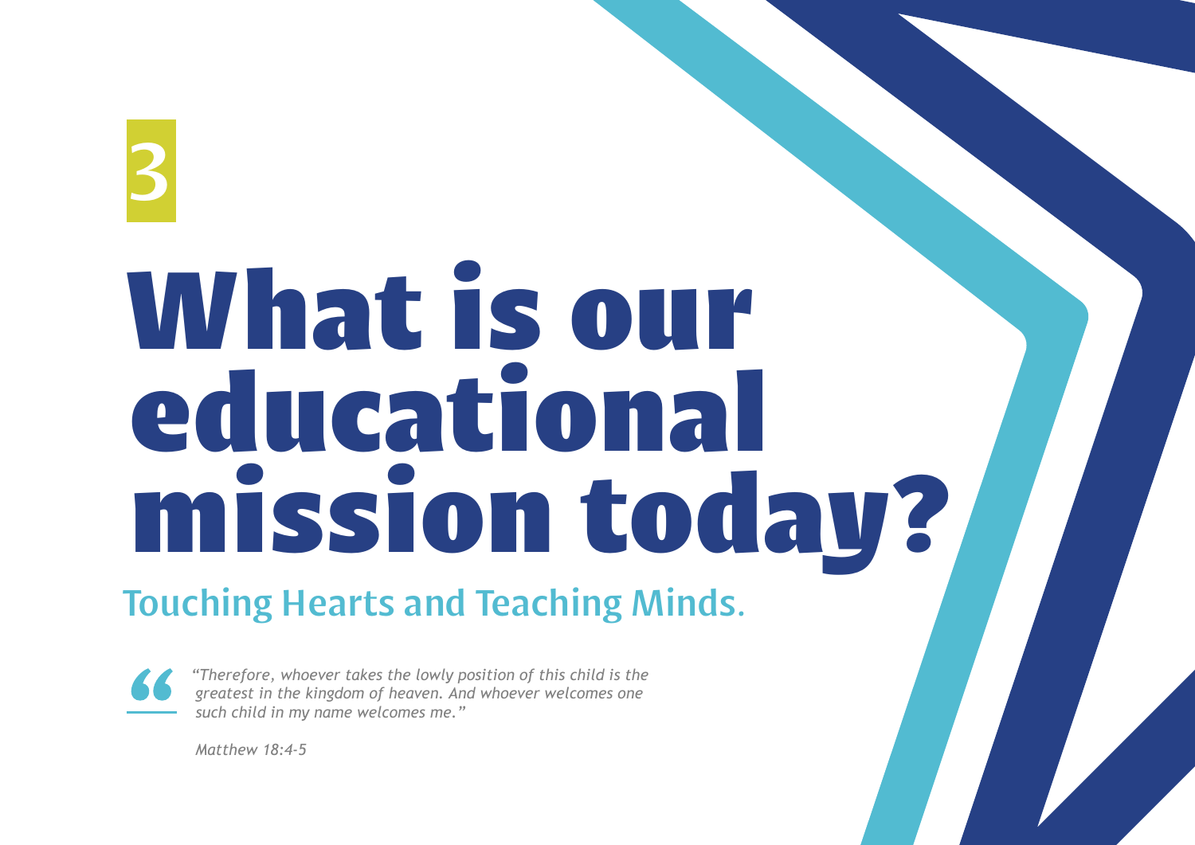3

# What is our educational mission today?

## Touching Hearts and Teaching Minds.

> *“Therefore, whoever takes the lowly position of this child is the greatest in the kingdom of heaven. And whoever welcomes one such child in my name welcomes me.”*
>
> *Matthew 18:4-5*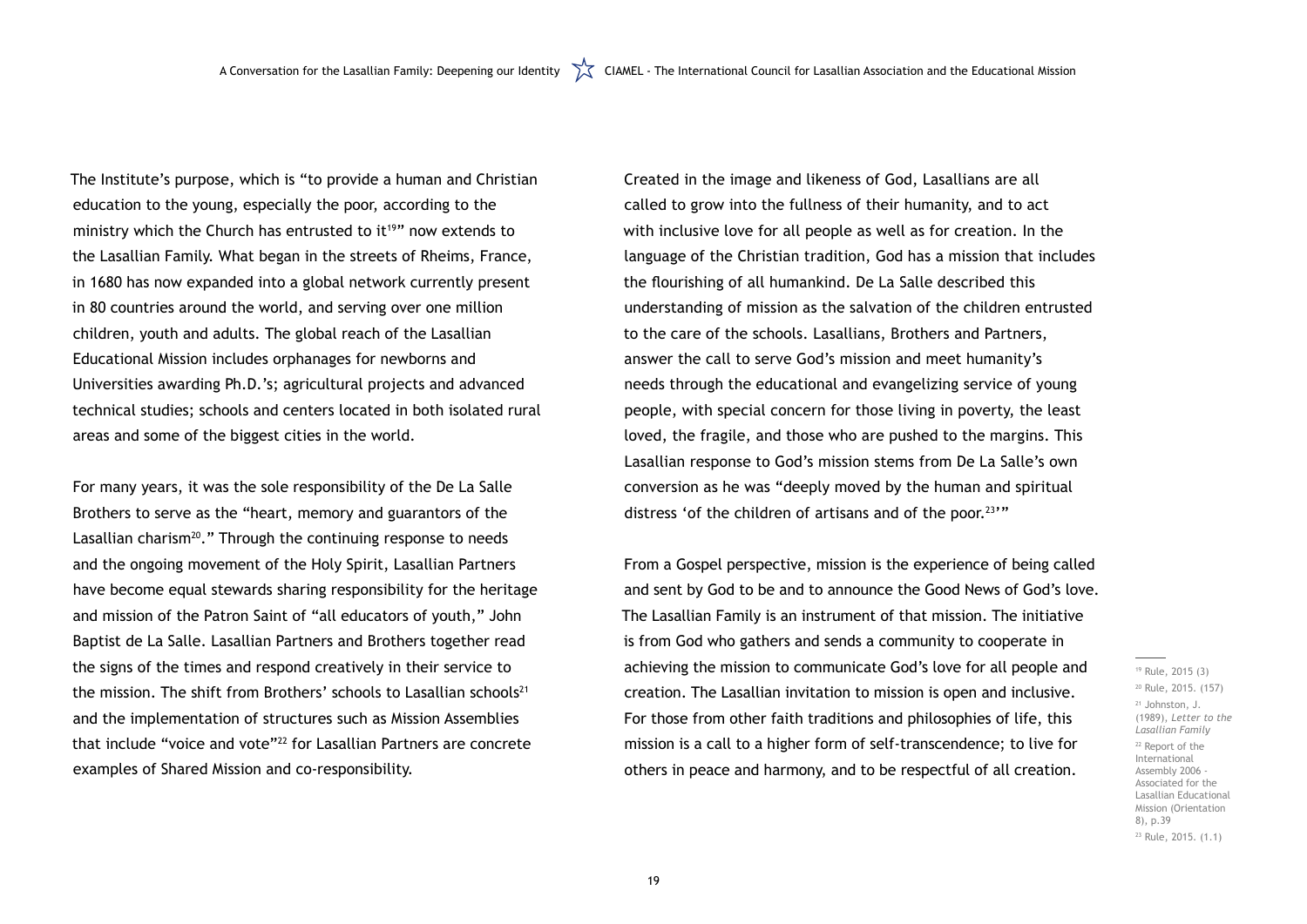The Institute's purpose, which is "to provide a human and Christian education to the young, especially the poor, according to the ministry which the Church has entrusted to it[19]" now extends to the Lasallian Family. What began in the streets of Rheims, France, in 1680 has now expanded into a global network currently present in 80 countries around the world, and serving over one million children, youth and adults. The global reach of the Lasallian Educational Mission includes orphanages for newborns and Universities awarding Ph.D.'s; agricultural projects and advanced technical studies; schools and centers located in both isolated rural areas and some of the biggest cities in the world.

For many years, it was the sole responsibility of the De La Salle Brothers to serve as the "heart, memory and guarantors of the Lasallian charism[20]." Through the continuing response to needs and the ongoing movement of the Holy Spirit, Lasallian Partners have become equal stewards sharing responsibility for the heritage and mission of the Patron Saint of "all educators of youth," John Baptist de La Salle. Lasallian Partners and Brothers together read the signs of the times and respond creatively in their service to the mission. The shift from Brothers' schools to Lasallian schools[21] and the implementation of structures such as Mission Assemblies that include "voice and vote"[22] for Lasallian Partners are concrete examples of Shared Mission and co-responsibility.

Created in the image and likeness of God, Lasallians are all called to grow into the fullness of their humanity, and to act with inclusive love for all people as well as for creation. In the language of the Christian tradition, God has a mission that includes the flourishing of all humankind. De La Salle described this understanding of mission as the salvation of the children entrusted to the care of the schools. Lasallians, Brothers and Partners, answer the call to serve God's mission and meet humanity's needs through the educational and evangelizing service of young people, with special concern for those living in poverty, the least loved, the fragile, and those who are pushed to the margins. This Lasallian response to God's mission stems from De La Salle's own conversion as he was "deeply moved by the human and spiritual distress 'of the children of artisans and of the poor.[23]'"

From a Gospel perspective, mission is the experience of being called and sent by God to be and to announce the Good News of God's love. The Lasallian Family is an instrument of that mission. The initiative is from God who gathers and sends a community to cooperate in achieving the mission to communicate God's love for all people and creation. The Lasallian invitation to mission is open and inclusive. For those from other faith traditions and philosophies of life, this mission is a call to a higher form of self-transcendence; to live for others in peace and harmony, and to be respectful of all creation.

---

[19] Rule, 2015 (3)

[20] Rule, 2015. (157)

[21] Johnston, J. (1989), *Letter to the Lasallian Family*

[22] Report of the International Assembly 2006 - Associated for the Lasallian Educational Mission (Orientation 8), p.39

[23] Rule, 2015. (1.1)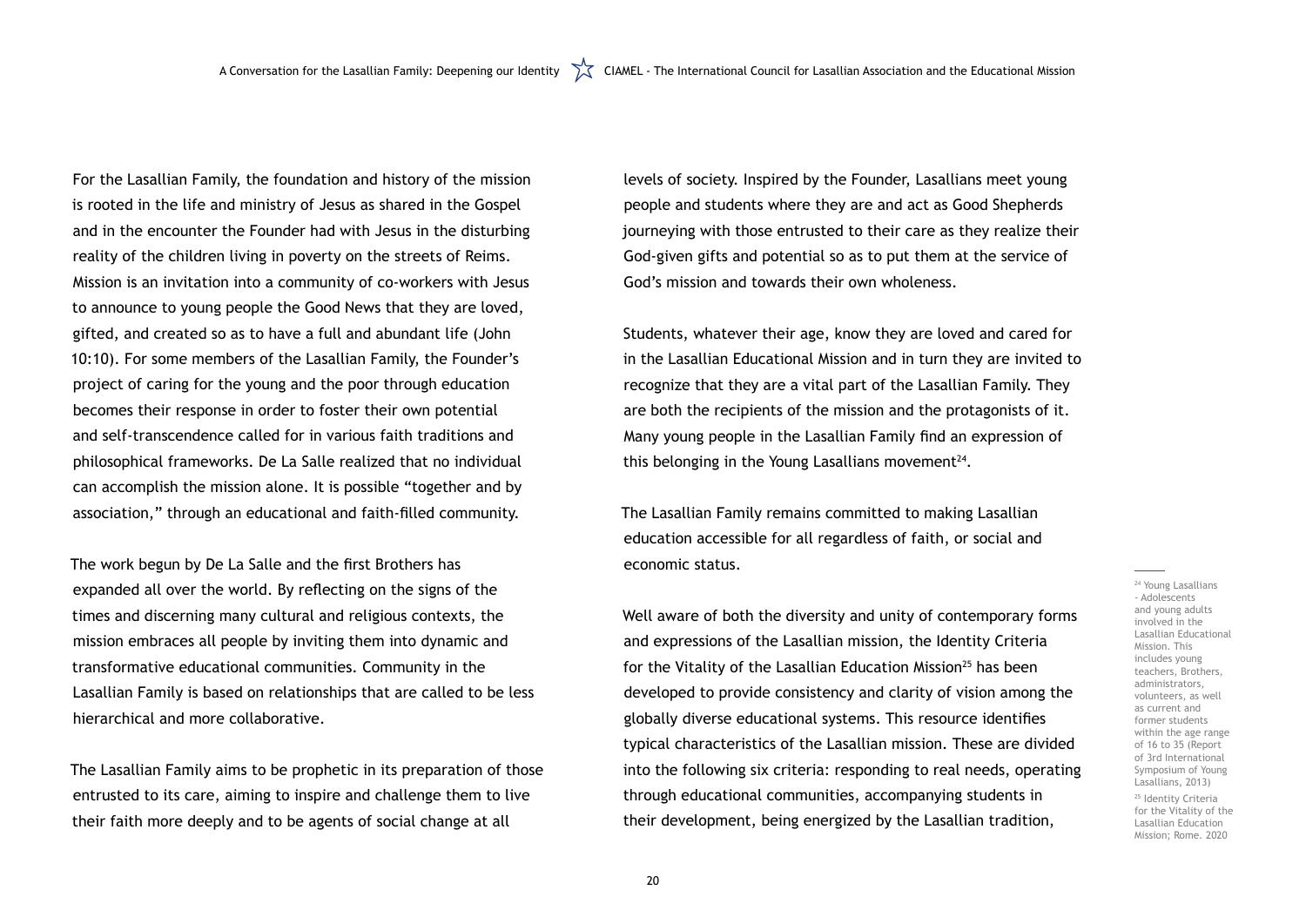For the Lasallian Family, the foundation and history of the mission is rooted in the life and ministry of Jesus as shared in the Gospel and in the encounter the Founder had with Jesus in the disturbing reality of the children living in poverty on the streets of Reims. Mission is an invitation into a community of co-workers with Jesus to announce to young people the Good News that they are loved, gifted, and created so as to have a full and abundant life (John 10:10). For some members of the Lasallian Family, the Founder's project of caring for the young and the poor through education becomes their response in order to foster their own potential and self-transcendence called for in various faith traditions and philosophical frameworks. De La Salle realized that no individual can accomplish the mission alone. It is possible "together and by association," through an educational and faith-filled community.

The work begun by De La Salle and the first Brothers has expanded all over the world. By reflecting on the signs of the times and discerning many cultural and religious contexts, the mission embraces all people by inviting them into dynamic and transformative educational communities. Community in the Lasallian Family is based on relationships that are called to be less hierarchical and more collaborative.

The Lasallian Family aims to be prophetic in its preparation of those entrusted to its care, aiming to inspire and challenge them to live their faith more deeply and to be agents of social change at all levels of society. Inspired by the Founder, Lasallians meet young people and students where they are and act as Good Shepherds journeying with those entrusted to their care as they realize their God-given gifts and potential so as to put them at the service of God's mission and towards their own wholeness.

Students, whatever their age, know they are loved and cared for in the Lasallian Educational Mission and in turn they are invited to recognize that they are a vital part of the Lasallian Family. They are both the recipients of the mission and the protagonists of it. Many young people in the Lasallian Family find an expression of this belonging in the Young Lasallians movement[24].

The Lasallian Family remains committed to making Lasallian education accessible for all regardless of faith, or social and economic status.

Well aware of both the diversity and unity of contemporary forms and expressions of the Lasallian mission, the Identity Criteria for the Vitality of the Lasallian Education Mission[25] has been developed to provide consistency and clarity of vision among the globally diverse educational systems. This resource identifies typical characteristics of the Lasallian mission. These are divided into the following six criteria: responding to real needs, operating through educational communities, accompanying students in their development, being energized by the Lasallian tradition,

---

[24] Young Lasallians - Adolescents and young adults involved in the Lasallian Educational Mission. This includes young teachers, Brothers, administrators, volunteers, as well as current and former students within the age range of 16 to 35 (Report of 3rd International Symposium of Young Lasallians, 2013)

[25] Identity Criteria for the Vitality of the Lasallian Education Mission; Rome. 2020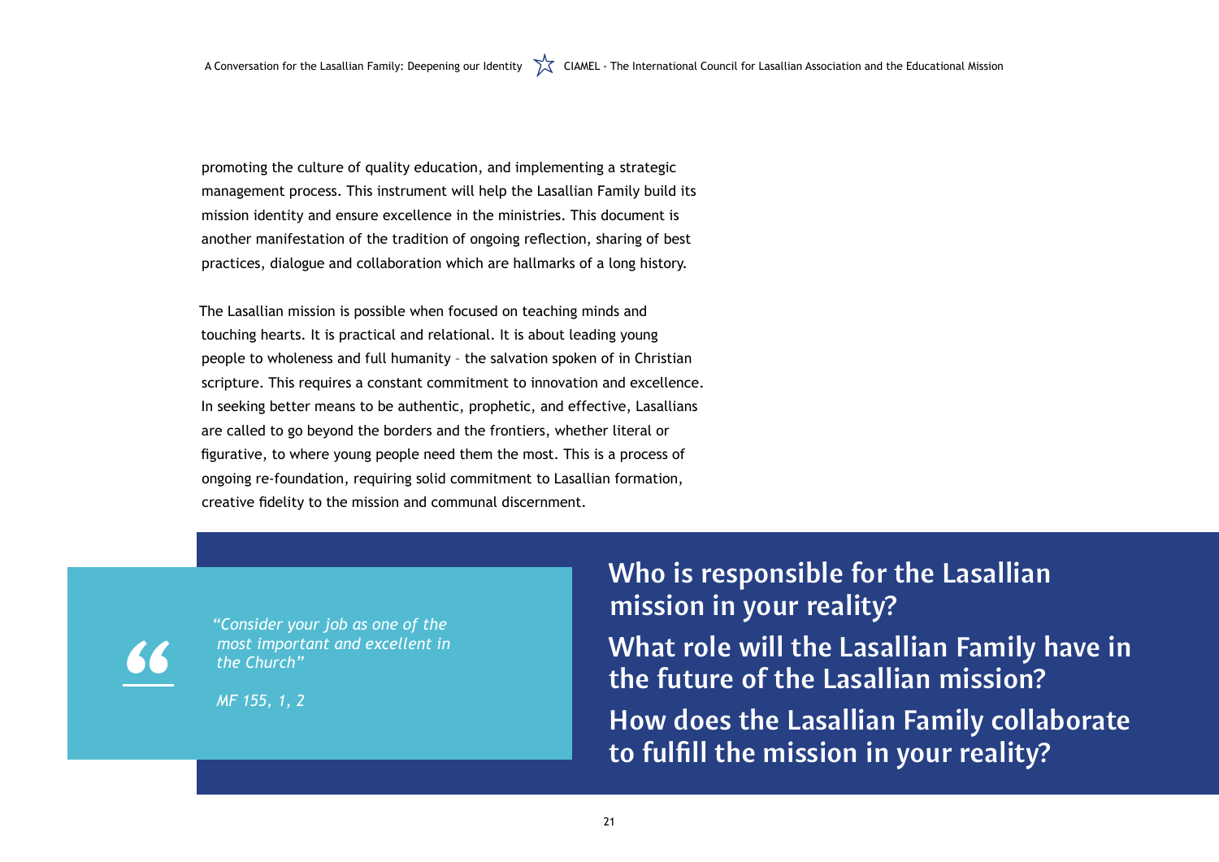promoting the culture of quality education, and implementing a strategic management process. This instrument will help the Lasallian Family build its mission identity and ensure excellence in the ministries. This document is another manifestation of the tradition of ongoing reflection, sharing of best practices, dialogue and collaboration which are hallmarks of a long history.

The Lasallian mission is possible when focused on teaching minds and touching hearts. It is practical and relational. It is about leading young people to wholeness and full humanity – the salvation spoken of in Christian scripture. This requires a constant commitment to innovation and excellence. In seeking better means to be authentic, prophetic, and effective, Lasallians are called to go beyond the borders and the frontiers, whether literal or figurative, to where young people need them the most. This is a process of ongoing re-foundation, requiring solid commitment to Lasallian formation, creative fidelity to the mission and communal discernment.

> *"Consider your job as one of the most important and excellent in the Church"*
>
> *MF 155, 1, 2*

**Who is responsible for the Lasallian mission in your reality?**

**What role will the Lasallian Family have in the future of the Lasallian mission?**

**How does the Lasallian Family collaborate to fulfill the mission in your reality?**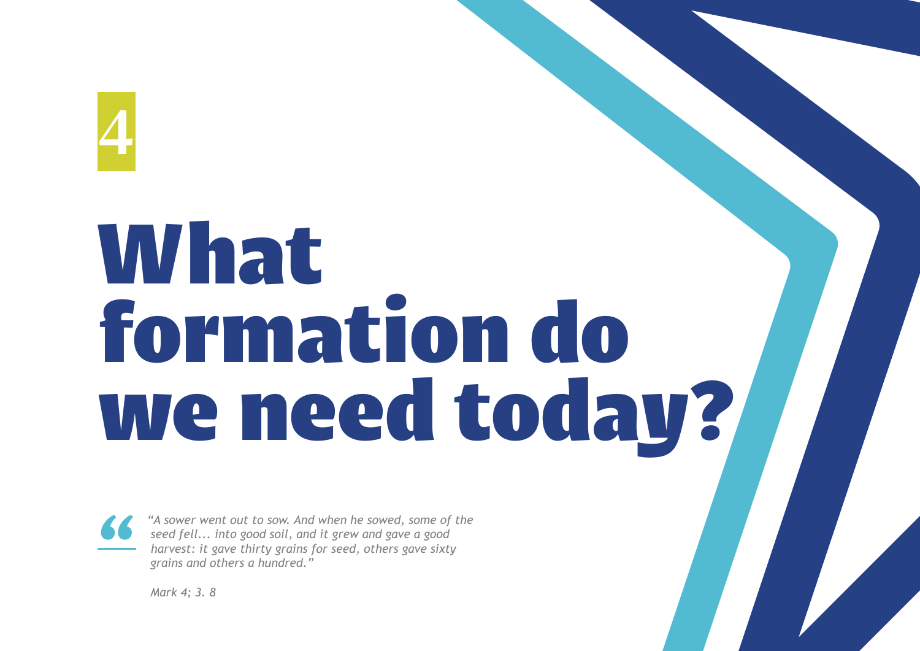4

# What formation do we need today?

> *"A sower went out to sow. And when he sowed, some of the seed fell... into good soil, and it grew and gave a good harvest: it gave thirty grains for seed, others gave sixty grains and others a hundred."*
>
> *Mark 4; 3. 8*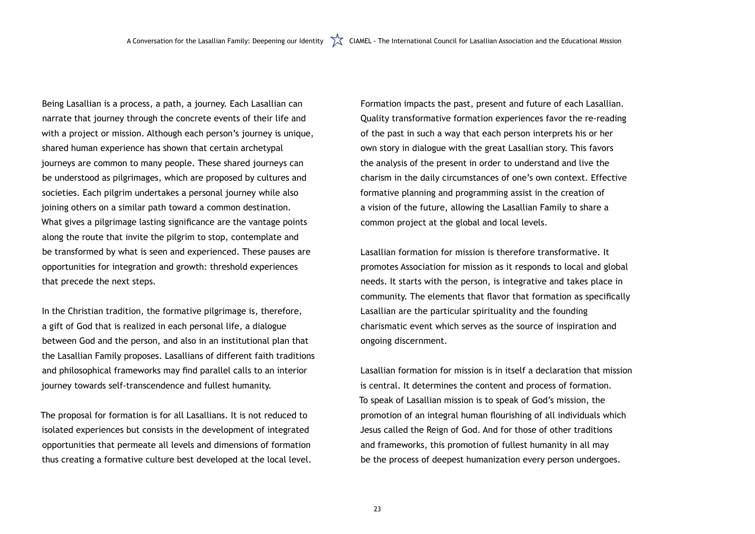Being Lasallian is a process, a path, a journey. Each Lasallian can narrate that journey through the concrete events of their life and with a project or mission. Although each person's journey is unique, shared human experience has shown that certain archetypal journeys are common to many people. These shared journeys can be understood as pilgrimages, which are proposed by cultures and societies. Each pilgrim undertakes a personal journey while also joining others on a similar path toward a common destination. What gives a pilgrimage lasting significance are the vantage points along the route that invite the pilgrim to stop, contemplate and be transformed by what is seen and experienced. These pauses are opportunities for integration and growth: threshold experiences that precede the next steps.

In the Christian tradition, the formative pilgrimage is, therefore, a gift of God that is realized in each personal life, a dialogue between God and the person, and also in an institutional plan that the Lasallian Family proposes. Lasallians of different faith traditions and philosophical frameworks may find parallel calls to an interior journey towards self-transcendence and fullest humanity.

The proposal for formation is for all Lasallians. It is not reduced to isolated experiences but consists in the development of integrated opportunities that permeate all levels and dimensions of formation thus creating a formative culture best developed at the local level.

Formation impacts the past, present and future of each Lasallian. Quality transformative formation experiences favor the re-reading of the past in such a way that each person interprets his or her own story in dialogue with the great Lasallian story. This favors the analysis of the present in order to understand and live the charism in the daily circumstances of one's own context. Effective formative planning and programming assist in the creation of a vision of the future, allowing the Lasallian Family to share a common project at the global and local levels.

Lasallian formation for mission is therefore transformative. It promotes Association for mission as it responds to local and global needs. It starts with the person, is integrative and takes place in community. The elements that flavor that formation as specifically Lasallian are the particular spirituality and the founding charismatic event which serves as the source of inspiration and ongoing discernment.

Lasallian formation for mission is in itself a declaration that mission is central. It determines the content and process of formation. To speak of Lasallian mission is to speak of God's mission, the promotion of an integral human flourishing of all individuals which Jesus called the Reign of God. And for those of other traditions and frameworks, this promotion of fullest humanity in all may be the process of deepest humanization every person undergoes.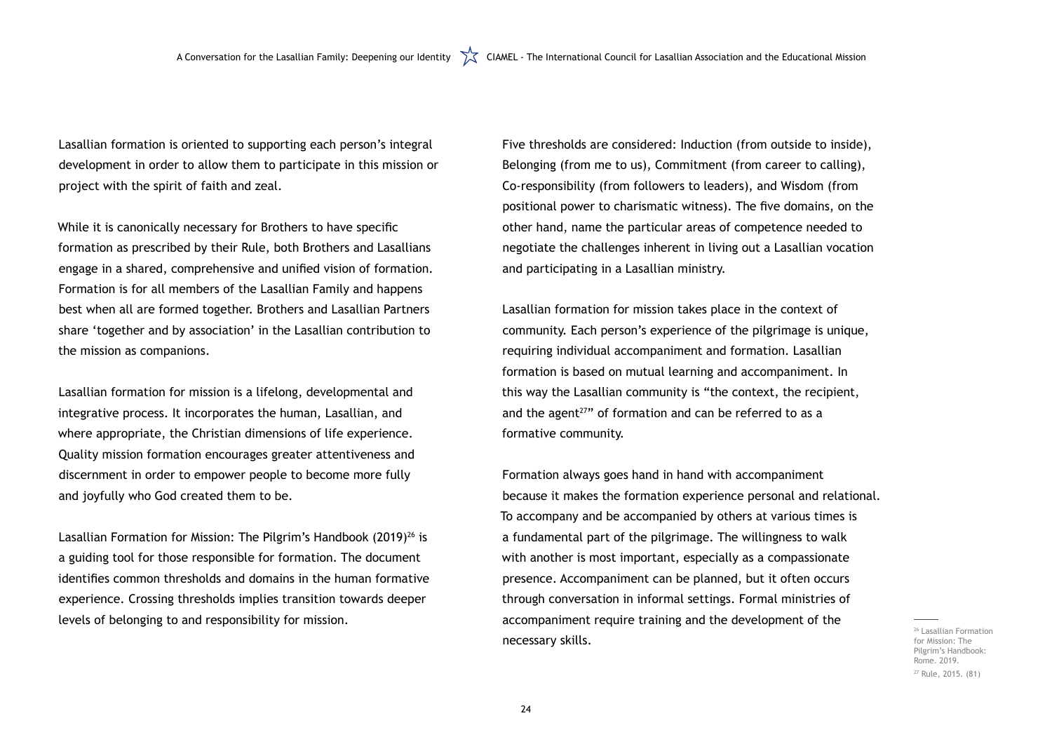Lasallian formation is oriented to supporting each person's integral development in order to allow them to participate in this mission or project with the spirit of faith and zeal.

While it is canonically necessary for Brothers to have specific formation as prescribed by their Rule, both Brothers and Lasallians engage in a shared, comprehensive and unified vision of formation. Formation is for all members of the Lasallian Family and happens best when all are formed together. Brothers and Lasallian Partners share 'together and by association' in the Lasallian contribution to the mission as companions.

Lasallian formation for mission is a lifelong, developmental and integrative process. It incorporates the human, Lasallian, and where appropriate, the Christian dimensions of life experience. Quality mission formation encourages greater attentiveness and discernment in order to empower people to become more fully and joyfully who God created them to be.

Lasallian Formation for Mission: The Pilgrim's Handbook (2019)[26] is a guiding tool for those responsible for formation. The document identifies common thresholds and domains in the human formative experience. Crossing thresholds implies transition towards deeper levels of belonging to and responsibility for mission.

Five thresholds are considered: Induction (from outside to inside), Belonging (from me to us), Commitment (from career to calling), Co-responsibility (from followers to leaders), and Wisdom (from positional power to charismatic witness). The five domains, on the other hand, name the particular areas of competence needed to negotiate the challenges inherent in living out a Lasallian vocation and participating in a Lasallian ministry.

Lasallian formation for mission takes place in the context of community. Each person's experience of the pilgrimage is unique, requiring individual accompaniment and formation. Lasallian formation is based on mutual learning and accompaniment. In this way the Lasallian community is "the context, the recipient, and the agent[27]" of formation and can be referred to as a formative community.

Formation always goes hand in hand with accompaniment because it makes the formation experience personal and relational. To accompany and be accompanied by others at various times is a fundamental part of the pilgrimage. The willingness to walk with another is most important, especially as a compassionate presence. Accompaniment can be planned, but it often occurs through conversation in informal settings. Formal ministries of accompaniment require training and the development of the necessary skills.

---

[26] Lasallian Formation for Mission: The Pilgrim's Handbook: Rome. 2019.

[27] Rule, 2015. (81)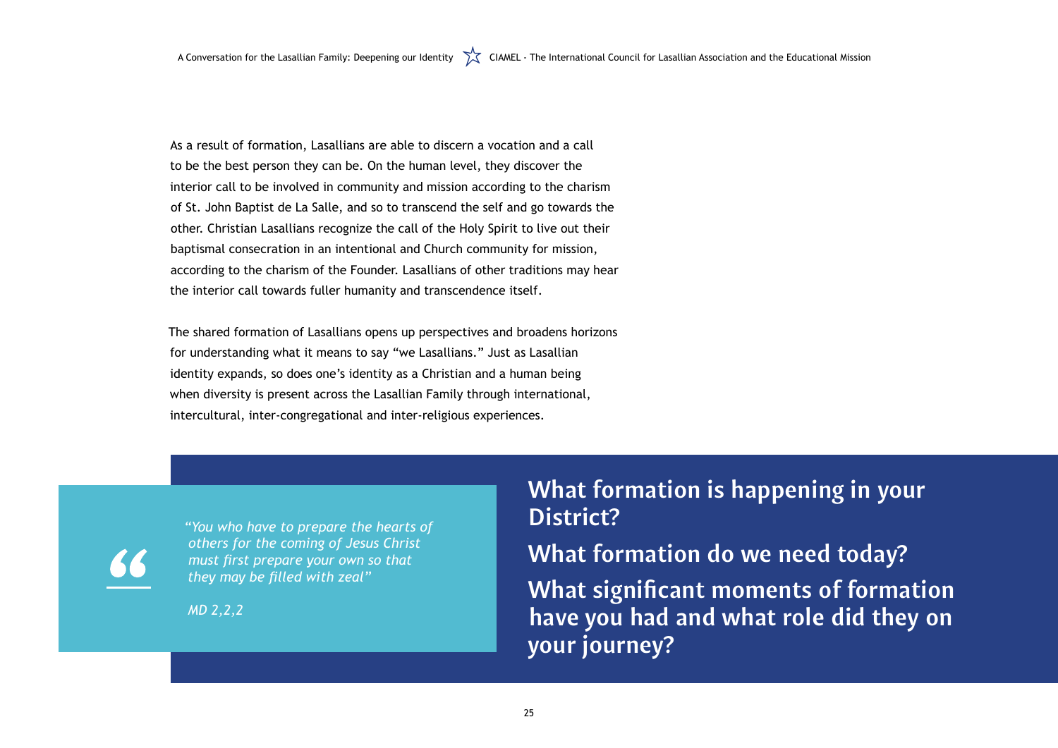As a result of formation, Lasallians are able to discern a vocation and a call to be the best person they can be. On the human level, they discover the interior call to be involved in community and mission according to the charism of St. John Baptist de La Salle, and so to transcend the self and go towards the other. Christian Lasallians recognize the call of the Holy Spirit to live out their baptismal consecration in an intentional and Church community for mission, according to the charism of the Founder. Lasallians of other traditions may hear the interior call towards fuller humanity and transcendence itself.

The shared formation of Lasallians opens up perspectives and broadens horizons for understanding what it means to say "we Lasallians." Just as Lasallian identity expands, so does one's identity as a Christian and a human being when diversity is present across the Lasallian Family through international, intercultural, inter-congregational and inter-religious experiences.

> *"You who have to prepare the hearts of others for the coming of Jesus Christ must first prepare your own so that they may be filled with zeal"*
>
> *MD 2,2,2*

**What formation is happening in your District?**

**What formation do we need today?**

**What significant moments of formation have you had and what role did they on your journey?**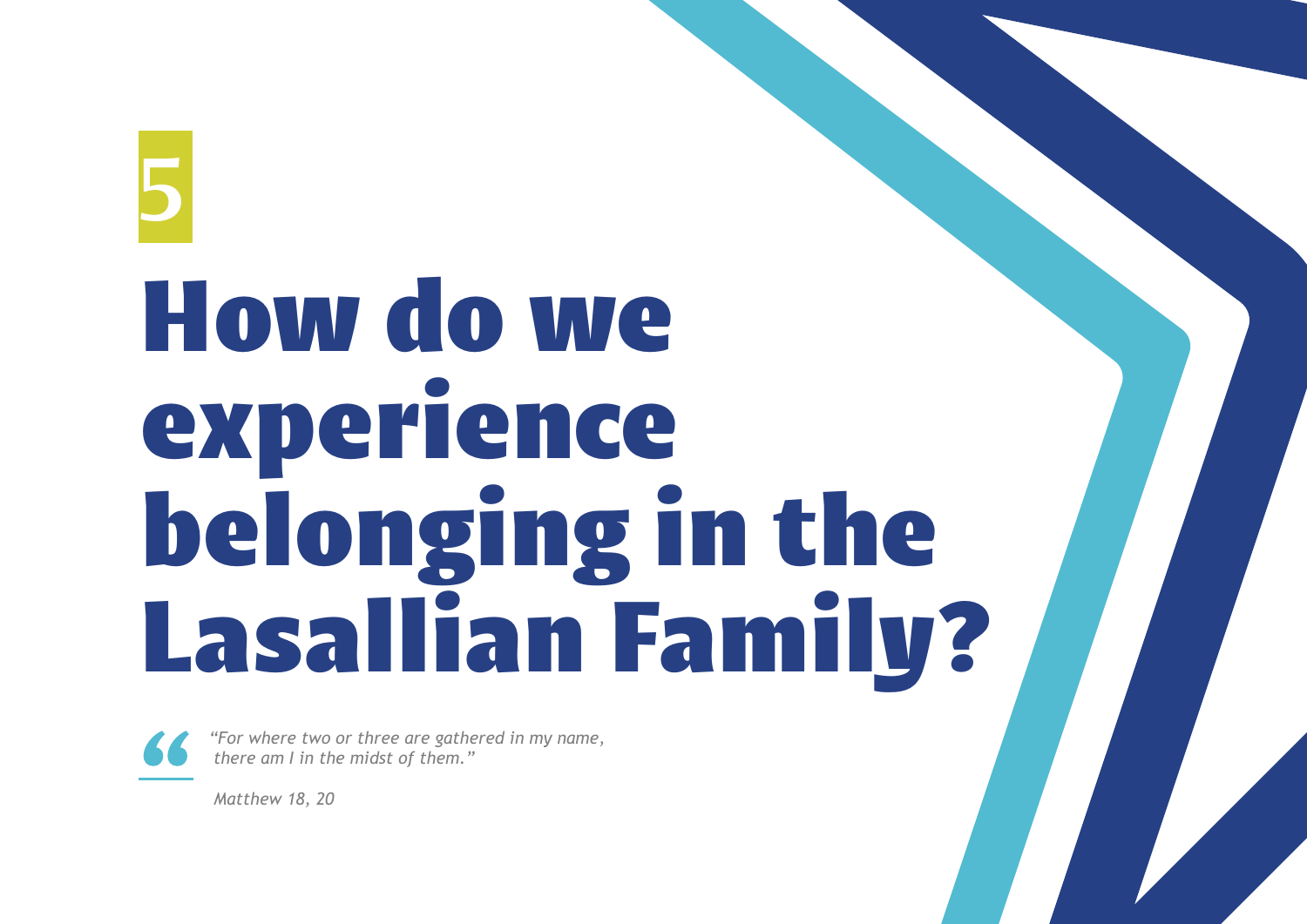5

# How do we experience belonging in the Lasallian Family?

> *"For where two or three are gathered in my name, there am I in the midst of them."*
>
> *Matthew 18, 20*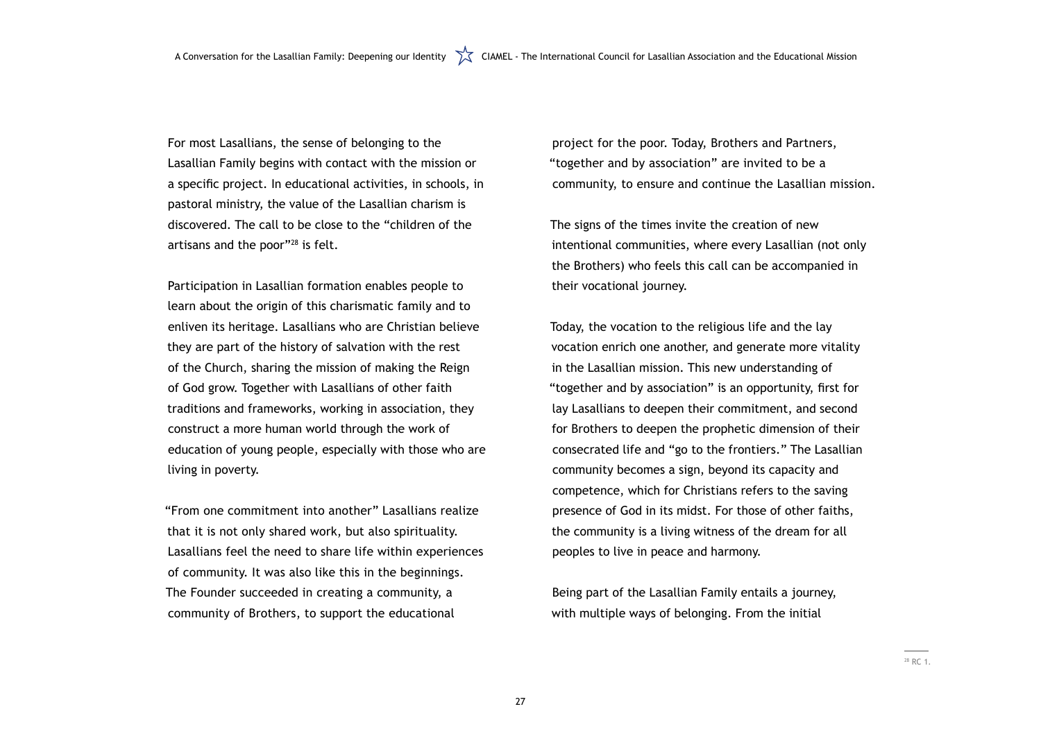For most Lasallians, the sense of belonging to the Lasallian Family begins with contact with the mission or a specific project. In educational activities, in schools, in pastoral ministry, the value of the Lasallian charism is discovered. The call to be close to the "children of the artisans and the poor"[28] is felt.

Participation in Lasallian formation enables people to learn about the origin of this charismatic family and to enliven its heritage. Lasallians who are Christian believe they are part of the history of salvation with the rest of the Church, sharing the mission of making the Reign of God grow. Together with Lasallians of other faith traditions and frameworks, working in association, they construct a more human world through the work of education of young people, especially with those who are living in poverty.

"From one commitment into another" Lasallians realize that it is not only shared work, but also spirituality. Lasallians feel the need to share life within experiences of community. It was also like this in the beginnings. The Founder succeeded in creating a community, a community of Brothers, to support the educational project for the poor. Today, Brothers and Partners, "together and by association" are invited to be a community, to ensure and continue the Lasallian mission.

The signs of the times invite the creation of new intentional communities, where every Lasallian (not only the Brothers) who feels this call can be accompanied in their vocational journey.

Today, the vocation to the religious life and the lay vocation enrich one another, and generate more vitality in the Lasallian mission. This new understanding of "together and by association" is an opportunity, first for lay Lasallians to deepen their commitment, and second for Brothers to deepen the prophetic dimension of their consecrated life and "go to the frontiers." The Lasallian community becomes a sign, beyond its capacity and competence, which for Christians refers to the saving presence of God in its midst. For those of other faiths, the community is a living witness of the dream for all peoples to live in peace and harmony.

Being part of the Lasallian Family entails a journey, with multiple ways of belonging. From the initial

[28] RC 1.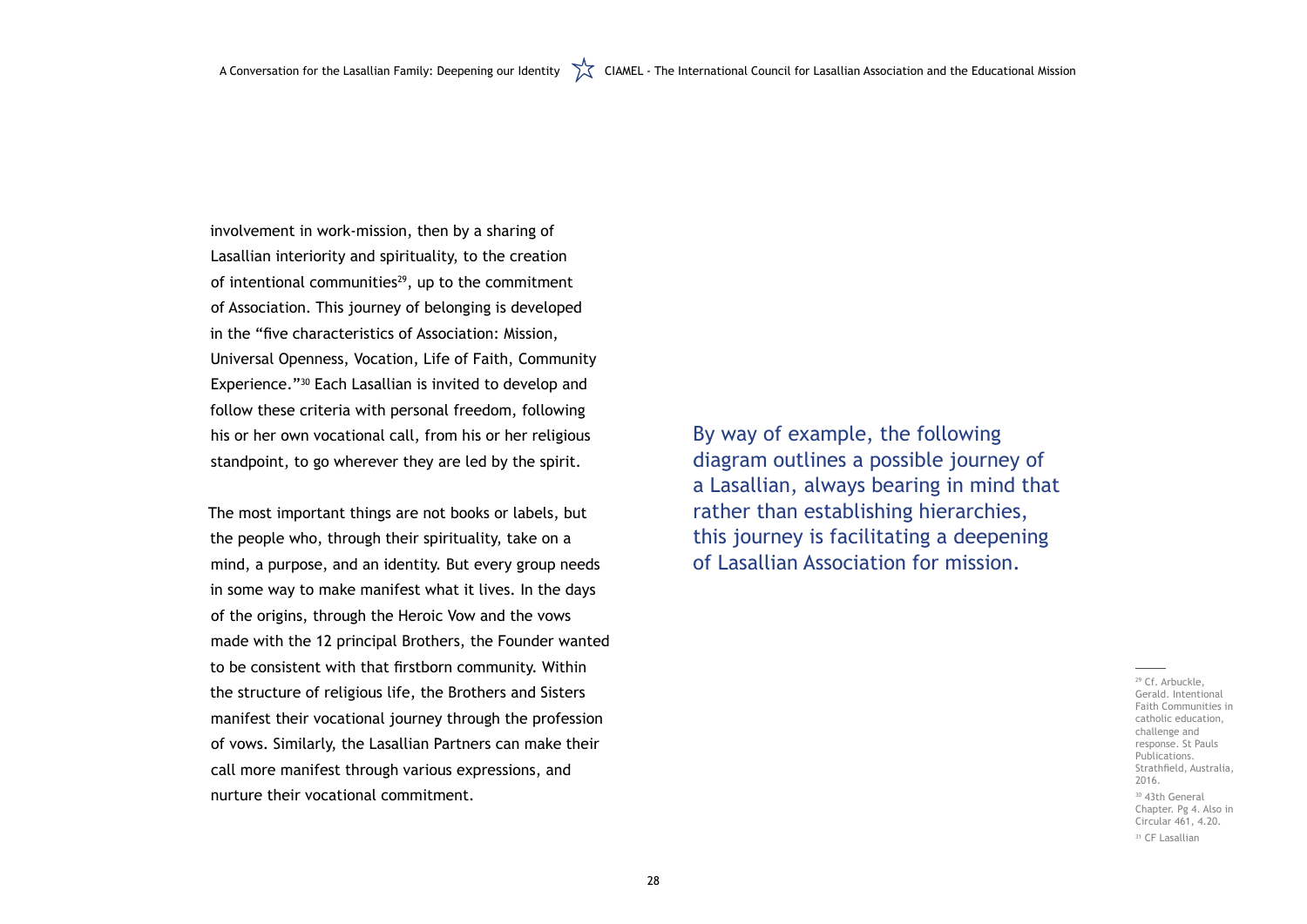involvement in work-mission, then by a sharing of Lasallian interiority and spirituality, to the creation of intentional communities[29], up to the commitment of Association. This journey of belonging is developed in the "five characteristics of Association: Mission, Universal Openness, Vocation, Life of Faith, Community Experience."[30] Each Lasallian is invited to develop and follow these criteria with personal freedom, following his or her own vocational call, from his or her religious standpoint, to go wherever they are led by the spirit.

The most important things are not books or labels, but the people who, through their spirituality, take on a mind, a purpose, and an identity. But every group needs in some way to make manifest what it lives. In the days of the origins, through the Heroic Vow and the vows made with the 12 principal Brothers, the Founder wanted to be consistent with that firstborn community. Within the structure of religious life, the Brothers and Sisters manifest their vocational journey through the profession of vows. Similarly, the Lasallian Partners can make their call more manifest through various expressions, and nurture their vocational commitment.

By way of example, the following diagram outlines a possible journey of a Lasallian, always bearing in mind that rather than establishing hierarchies, this journey is facilitating a deepening of Lasallian Association for mission.

---

[29] Cf. Arbuckle, Gerald. Intentional Faith Communities in catholic education, challenge and response. St Pauls Publications. Strathfield, Australia, 2016.

[30] 43th General Chapter. Pg 4. Also in Circular 461, 4.20.

[31] CF Lasallian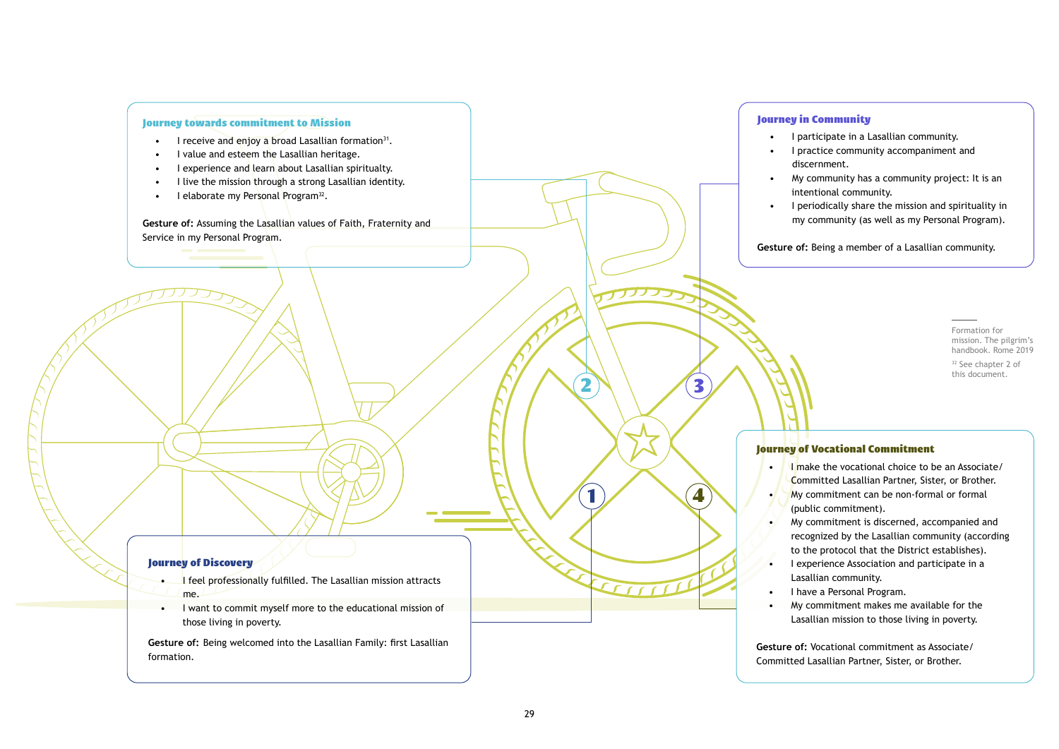### Journey towards commitment to Mission

- I receive and enjoy a broad Lasallian formation[31].
- I value and esteem the Lasallian heritage.
- I experience and learn about Lasallian spiritualty.
- I live the mission through a strong Lasallian identity.
- I elaborate my Personal Program[32].

**Gesture of:** Assuming the Lasallian values of Faith, Fraternity and Service in my Personal Program.

### Journey in Community

- I participate in a Lasallian community.
- I practice community accompaniment and discernment.
- My community has a community project: It is an intentional community.
- I periodically share the mission and spirituality in my community (as well as my Personal Program).

**Gesture of:** Being a member of a Lasallian community.

### Journey of Discovery

- I feel professionally fulfilled. The Lasallian mission attracts me.
- I want to commit myself more to the educational mission of those living in poverty.

**Gesture of:** Being welcomed into the Lasallian Family: first Lasallian formation.

### Journey of Vocational Commitment

- I make the vocational choice to be an Associate/ Committed Lasallian Partner, Sister, or Brother.
- My commitment can be non-formal or formal (public commitment).
- My commitment is discerned, accompanied and recognized by the Lasallian community (according to the protocol that the District establishes).
- I experience Association and participate in a Lasallian community.
- I have a Personal Program.
- My commitment makes me available for the Lasallian mission to those living in poverty.

**Gesture of:** Vocational commitment as Associate/ Committed Lasallian Partner, Sister, or Brother.

---

[31] Formation for mission. The pilgrim's handbook. Rome 2019

[32] See chapter 2 of this document.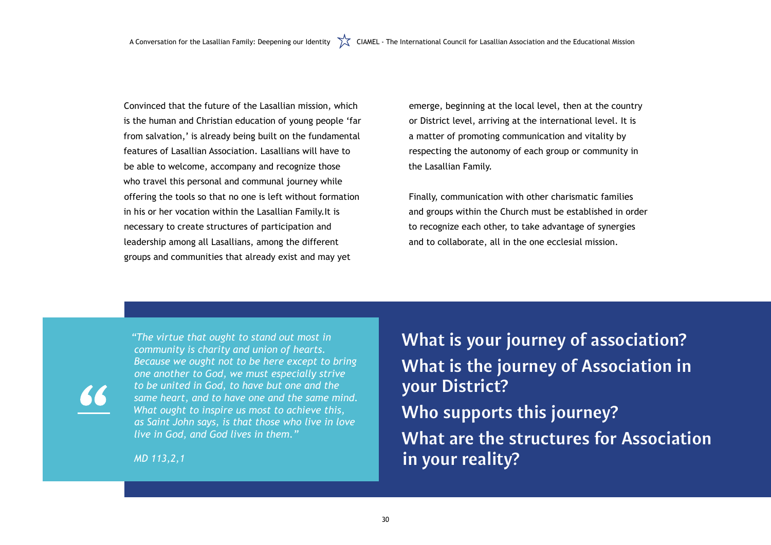Convinced that the future of the Lasallian mission, which is the human and Christian education of young people 'far from salvation,' is already being built on the fundamental features of Lasallian Association. Lasallians will have to be able to welcome, accompany and recognize those who travel this personal and communal journey while offering the tools so that no one is left without formation in his or her vocation within the Lasallian Family.It is necessary to create structures of participation and leadership among all Lasallians, among the different groups and communities that already exist and may yet emerge, beginning at the local level, then at the country or District level, arriving at the international level. It is a matter of promoting communication and vitality by respecting the autonomy of each group or community in the Lasallian Family.

Finally, communication with other charismatic families and groups within the Church must be established in order to recognize each other, to take advantage of synergies and to collaborate, all in the one ecclesial mission.

> *"The virtue that ought to stand out most in community is charity and union of hearts. Because we ought not to be here except to bring one another to God, we must especially strive to be united in God, to have but one and the same heart, and to have one and the same mind. What ought to inspire us most to achieve this, as Saint John says, is that those who live in love live in God, and God lives in them."*
>
> *MD 113,2,1*

**What is your journey of association?**

**What is the journey of Association in your District?**

**Who supports this journey?**

**What are the structures for Association in your reality?**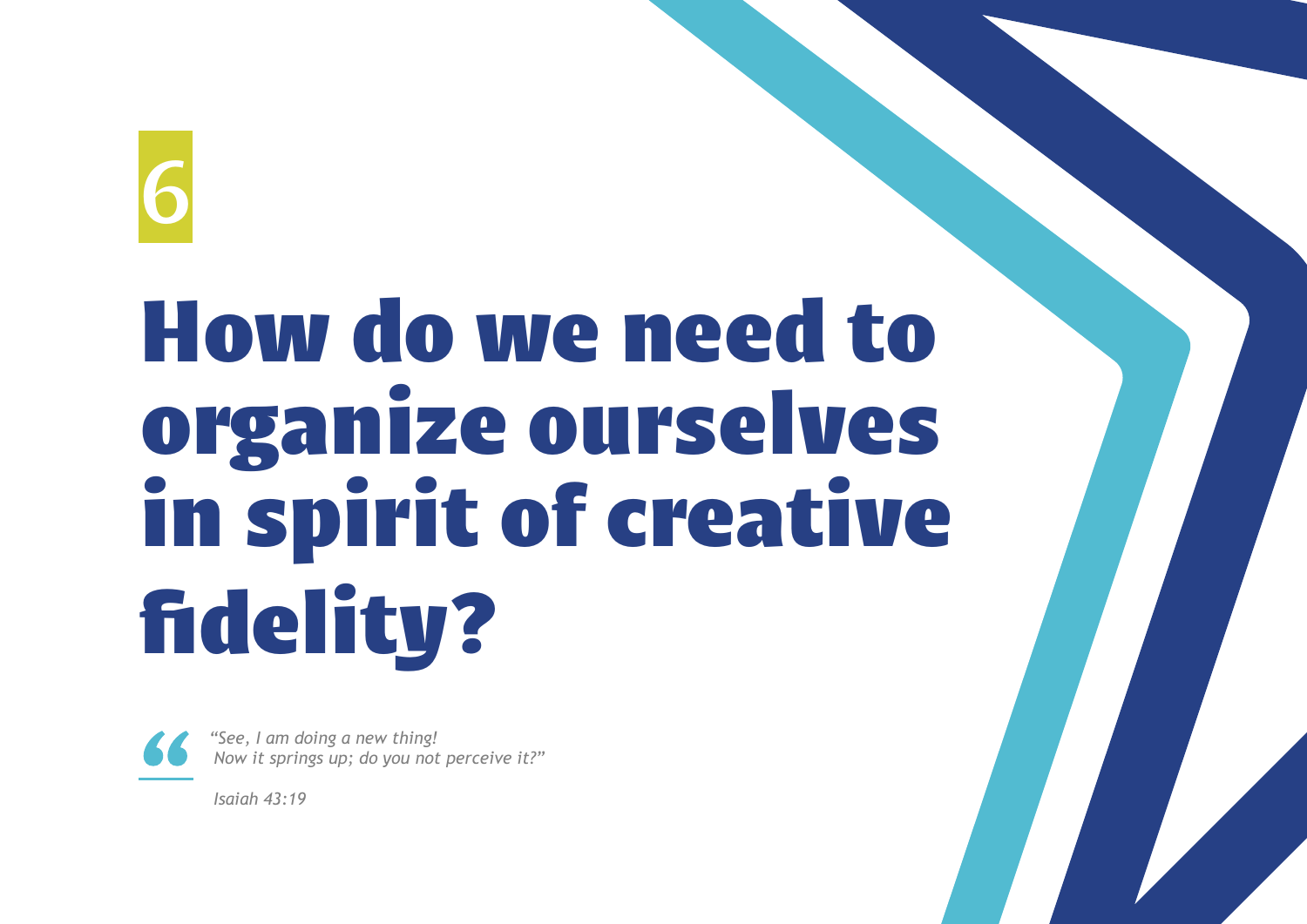6

# How do we need to organize ourselves in spirit of creative fidelity?

> *"See, I am doing a new thing!*
> *Now it springs up; do you not perceive it?"*
>
> *Isaiah 43:19*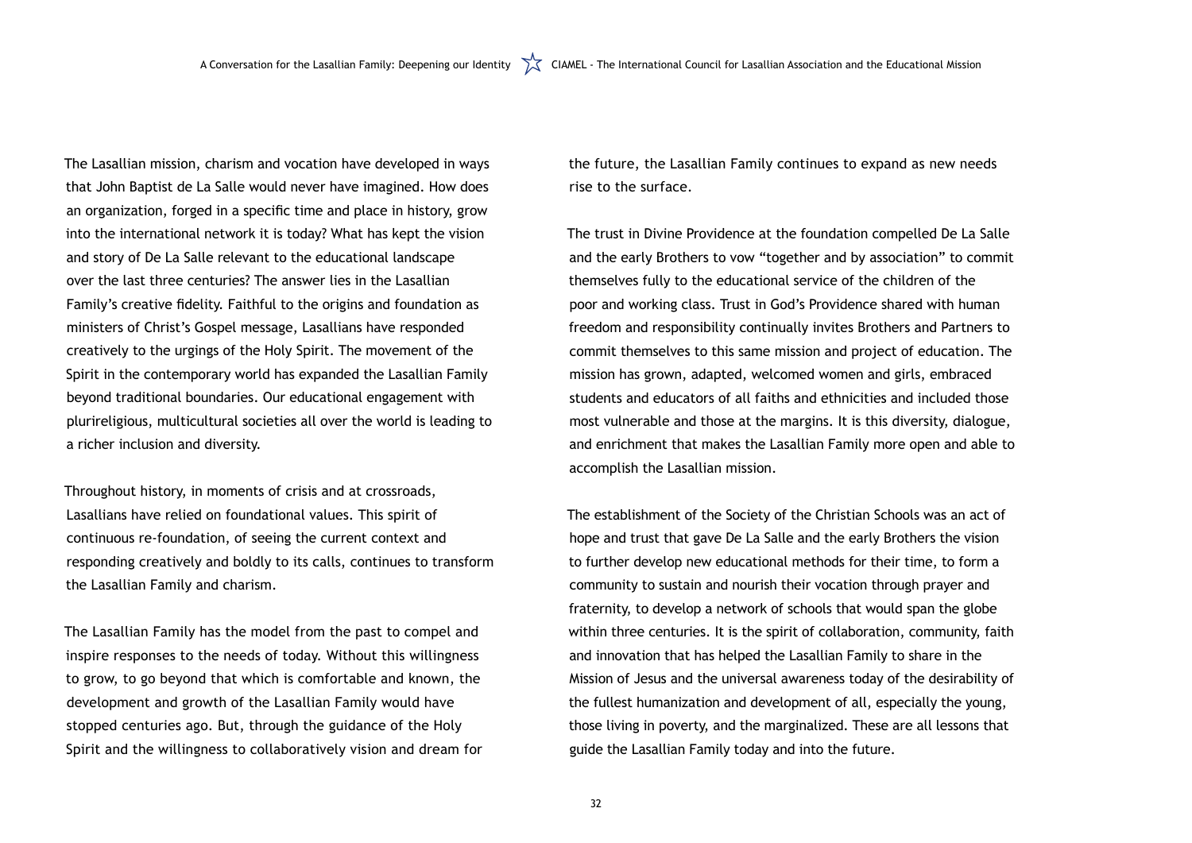The Lasallian mission, charism and vocation have developed in ways that John Baptist de La Salle would never have imagined. How does an organization, forged in a specific time and place in history, grow into the international network it is today? What has kept the vision and story of De La Salle relevant to the educational landscape over the last three centuries? The answer lies in the Lasallian Family's creative fidelity. Faithful to the origins and foundation as ministers of Christ's Gospel message, Lasallians have responded creatively to the urgings of the Holy Spirit. The movement of the Spirit in the contemporary world has expanded the Lasallian Family beyond traditional boundaries. Our educational engagement with plurireligious, multicultural societies all over the world is leading to a richer inclusion and diversity.

Throughout history, in moments of crisis and at crossroads, Lasallians have relied on foundational values. This spirit of continuous re-foundation, of seeing the current context and responding creatively and boldly to its calls, continues to transform the Lasallian Family and charism.

The Lasallian Family has the model from the past to compel and inspire responses to the needs of today. Without this willingness to grow, to go beyond that which is comfortable and known, the development and growth of the Lasallian Family would have stopped centuries ago. But, through the guidance of the Holy Spirit and the willingness to collaboratively vision and dream for the future, the Lasallian Family continues to expand as new needs rise to the surface.

The trust in Divine Providence at the foundation compelled De La Salle and the early Brothers to vow "together and by association" to commit themselves fully to the educational service of the children of the poor and working class. Trust in God's Providence shared with human freedom and responsibility continually invites Brothers and Partners to commit themselves to this same mission and project of education. The mission has grown, adapted, welcomed women and girls, embraced students and educators of all faiths and ethnicities and included those most vulnerable and those at the margins. It is this diversity, dialogue, and enrichment that makes the Lasallian Family more open and able to accomplish the Lasallian mission.

The establishment of the Society of the Christian Schools was an act of hope and trust that gave De La Salle and the early Brothers the vision to further develop new educational methods for their time, to form a community to sustain and nourish their vocation through prayer and fraternity, to develop a network of schools that would span the globe within three centuries. It is the spirit of collaboration, community, faith and innovation that has helped the Lasallian Family to share in the Mission of Jesus and the universal awareness today of the desirability of the fullest humanization and development of all, especially the young, those living in poverty, and the marginalized. These are all lessons that guide the Lasallian Family today and into the future.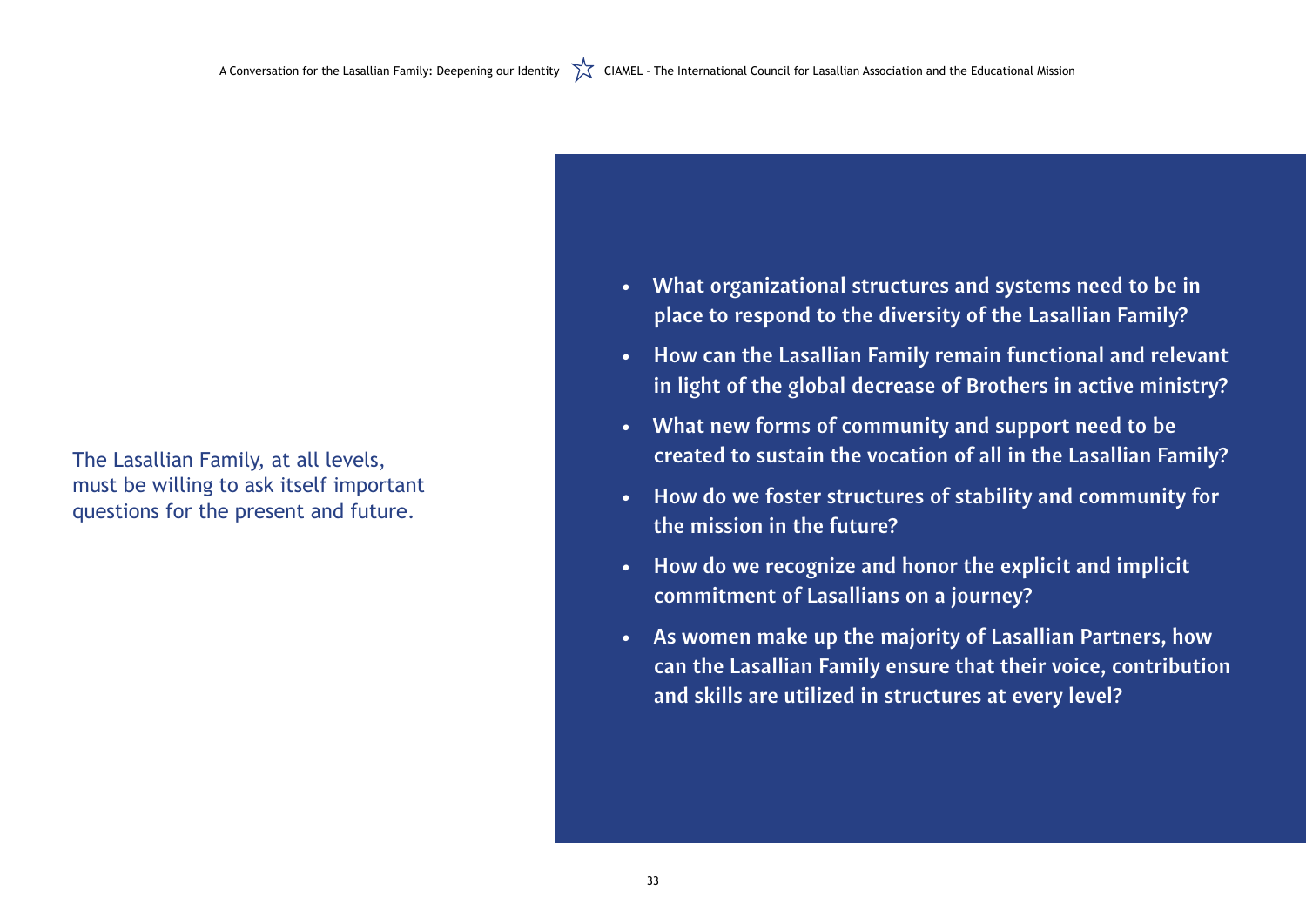The Lasallian Family, at all levels, must be willing to ask itself important questions for the present and future.

- **What organizational structures and systems need to be in place to respond to the diversity of the Lasallian Family?**
- **How can the Lasallian Family remain functional and relevant in light of the global decrease of Brothers in active ministry?**
- **What new forms of community and support need to be created to sustain the vocation of all in the Lasallian Family?**
- **How do we foster structures of stability and community for the mission in the future?**
- **How do we recognize and honor the explicit and implicit commitment of Lasallians on a journey?**
- **As women make up the majority of Lasallian Partners, how can the Lasallian Family ensure that their voice, contribution and skills are utilized in structures at every level?**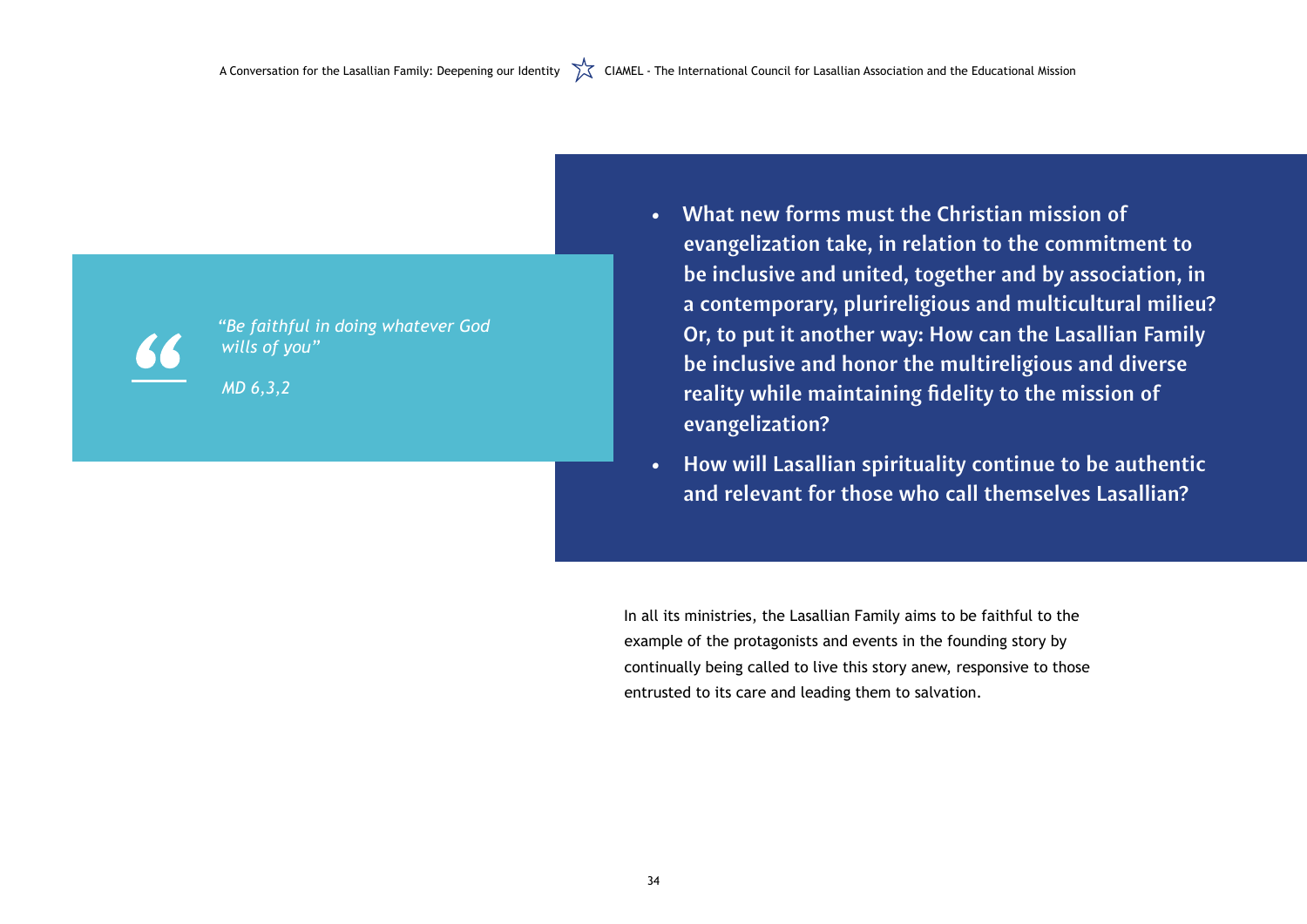> *"Be faithful in doing whatever God wills of you"*
>
> *MD 6,3,2*

- **What new forms must the Christian mission of evangelization take, in relation to the commitment to be inclusive and united, together and by association, in a contemporary, plurireligious and multicultural milieu? Or, to put it another way: How can the Lasallian Family be inclusive and honor the multireligious and diverse reality while maintaining fidelity to the mission of evangelization?**
- **How will Lasallian spirituality continue to be authentic and relevant for those who call themselves Lasallian?**

In all its ministries, the Lasallian Family aims to be faithful to the example of the protagonists and events in the founding story by continually being called to live this story anew, responsive to those entrusted to its care and leading them to salvation.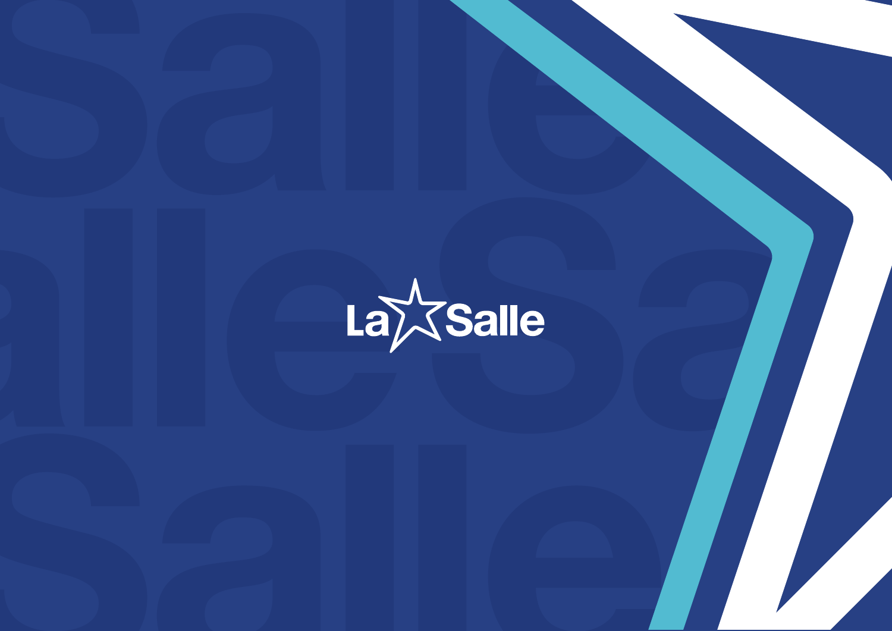La Salle